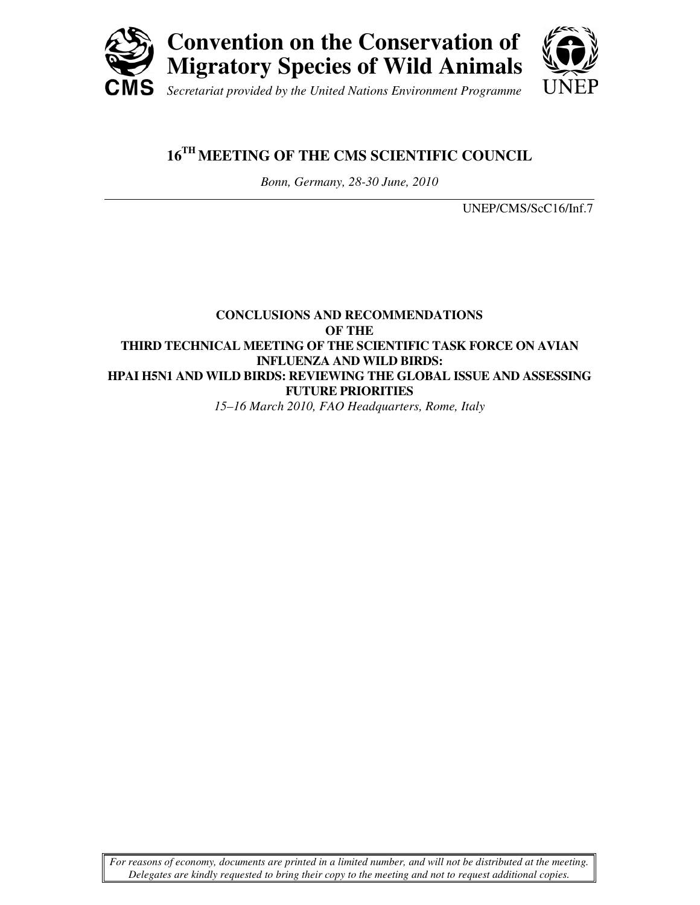# Convention on the Conservation of Migratory Species of Wild Animals

CMS

*Secretariat provided by the United Nations Environment Programme*

UNEP

## 16TH MEETING OF THE CMS SCIENTIFIC COUNCIL

*Bonn, Germany, 28-30 June, 2010*

UNEP/CMS/ScC16/Inf.7

## CONCLUSIONS AND RECOMMENDATIONS OF THE THIRD TECHNICAL MEETING OF THE SCIENTIFIC TASK FORCE ON AVIAN INFLUENZA AND WILD BIRDS: HPAI H5N1 AND WILD BIRDS: REVIEWING THE GLOBAL ISSUE AND ASSESSING FUTURE PRIORITIES

*15–16 March 2010, FAO Headquarters, Rome, Italy*

*For reasons of economy, documents are printed in a limited number, and will not be distributed at the meeting. Delegates are kindly requested to bring their copy to the meeting and not to request additional copies.*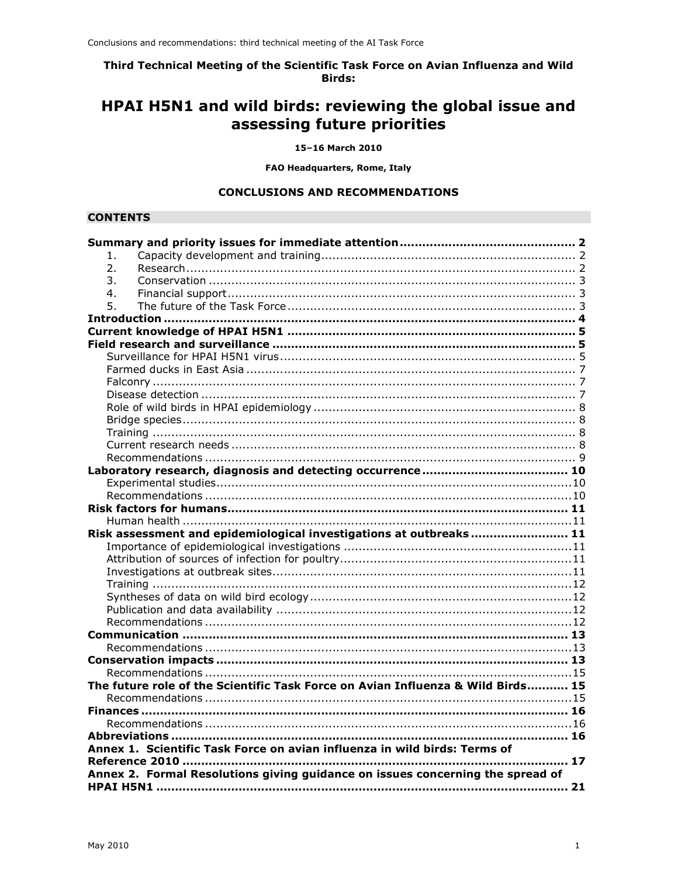**Third Technical Meeting of the Scientific Task Force on Avian Influenza and Wild Birds:**

# HPAI H5N1 and wild birds: reviewing the global issue and assessing future priorities

**15–16 March 2010**

**FAO Headquarters, Rome, Italy**

## CONCLUSIONS AND RECOMMENDATIONS

## CONTENTS

**Summary and priority issues for immediate attention** ... 2
1. Capacity development and training ... 2
2. Research ... 2
3. Conservation ... 3
4. Financial support ... 3
5. The future of the Task Force ... 3

**Introduction** ... 4
**Current knowledge of HPAI H5N1** ... 5
**Field research and surveillance** ... 5
- Surveillance for HPAI H5N1 virus ... 5
- Farmed ducks in East Asia ... 7
- Falconry ... 7
- Disease detection ... 7
- Role of wild birds in HPAI epidemiology ... 8
- Bridge species ... 8
- Training ... 8
- Current research needs ... 8
- Recommendations ... 9

**Laboratory research, diagnosis and detecting occurrence** ... 10
- Experimental studies ... 10
- Recommendations ... 10

**Risk factors for humans** ... 11
- Human health ... 11

**Risk assessment and epidemiological investigations at outbreaks** ... 11
- Importance of epidemiological investigations ... 11
- Attribution of sources of infection for poultry ... 11
- Investigations at outbreak sites ... 11
- Training ... 12
- Syntheses of data on wild bird ecology ... 12
- Publication and data availability ... 12
- Recommendations ... 12

**Communication** ... 13
- Recommendations ... 13

**Conservation impacts** ... 13
- Recommendations ... 15

**The future role of the Scientific Task Force on Avian Influenza & Wild Birds** ... 15
- Recommendations ... 15

**Finances** ... 16
- Recommendations ... 16

**Abbreviations** ... 16
**Annex 1. Scientific Task Force on avian influenza in wild birds: Terms of Reference 2010** ... 17
**Annex 2. Formal Resolutions giving guidance on issues concerning the spread of HPAI H5N1** ... 21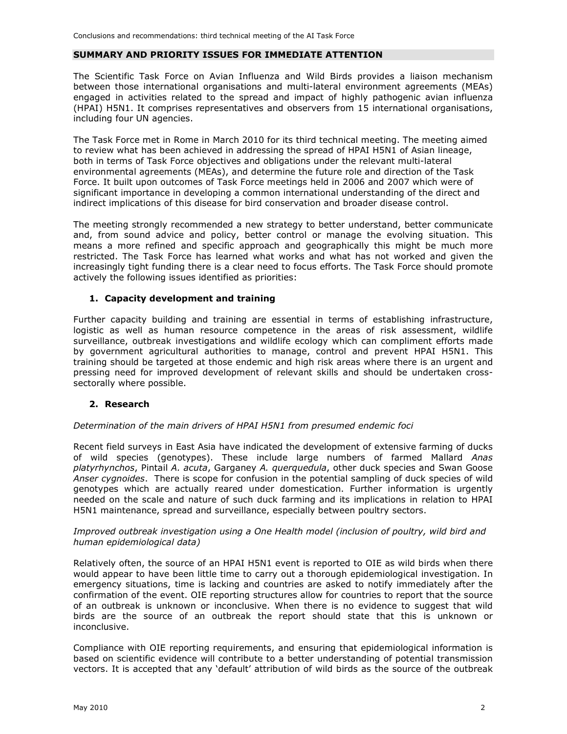## SUMMARY AND PRIORITY ISSUES FOR IMMEDIATE ATTENTION

The Scientific Task Force on Avian Influenza and Wild Birds provides a liaison mechanism between those international organisations and multi-lateral environment agreements (MEAs) engaged in activities related to the spread and impact of highly pathogenic avian influenza (HPAI) H5N1. It comprises representatives and observers from 15 international organisations, including four UN agencies.

The Task Force met in Rome in March 2010 for its third technical meeting. The meeting aimed to review what has been achieved in addressing the spread of HPAI H5N1 of Asian lineage, both in terms of Task Force objectives and obligations under the relevant multi-lateral environmental agreements (MEAs), and determine the future role and direction of the Task Force. It built upon outcomes of Task Force meetings held in 2006 and 2007 which were of significant importance in developing a common international understanding of the direct and indirect implications of this disease for bird conservation and broader disease control.

The meeting strongly recommended a new strategy to better understand, better communicate and, from sound advice and policy, better control or manage the evolving situation. This means a more refined and specific approach and geographically this might be much more restricted. The Task Force has learned what works and what has not worked and given the increasingly tight funding there is a clear need to focus efforts. The Task Force should promote actively the following issues identified as priorities:

### 1. Capacity development and training

Further capacity building and training are essential in terms of establishing infrastructure, logistic as well as human resource competence in the areas of risk assessment, wildlife surveillance, outbreak investigations and wildlife ecology which can compliment efforts made by government agricultural authorities to manage, control and prevent HPAI H5N1. This training should be targeted at those endemic and high risk areas where there is an urgent and pressing need for improved development of relevant skills and should be undertaken cross-sectorally where possible.

### 2. Research

*Determination of the main drivers of HPAI H5N1 from presumed endemic foci*

Recent field surveys in East Asia have indicated the development of extensive farming of ducks of wild species (genotypes). These include large numbers of farmed Mallard *Anas platyrhynchos*, Pintail *A. acuta*, Garganey *A. querquedula*, other duck species and Swan Goose *Anser cygnoides*. There is scope for confusion in the potential sampling of duck species of wild genotypes which are actually reared under domestication. Further information is urgently needed on the scale and nature of such duck farming and its implications in relation to HPAI H5N1 maintenance, spread and surveillance, especially between poultry sectors.

*Improved outbreak investigation using a One Health model (inclusion of poultry, wild bird and human epidemiological data)*

Relatively often, the source of an HPAI H5N1 event is reported to OIE as wild birds when there would appear to have been little time to carry out a thorough epidemiological investigation. In emergency situations, time is lacking and countries are asked to notify immediately after the confirmation of the event. OIE reporting structures allow for countries to report that the source of an outbreak is unknown or inconclusive. When there is no evidence to suggest that wild birds are the source of an outbreak the report should state that this is unknown or inconclusive.

Compliance with OIE reporting requirements, and ensuring that epidemiological information is based on scientific evidence will contribute to a better understanding of potential transmission vectors. It is accepted that any 'default' attribution of wild birds as the source of the outbreak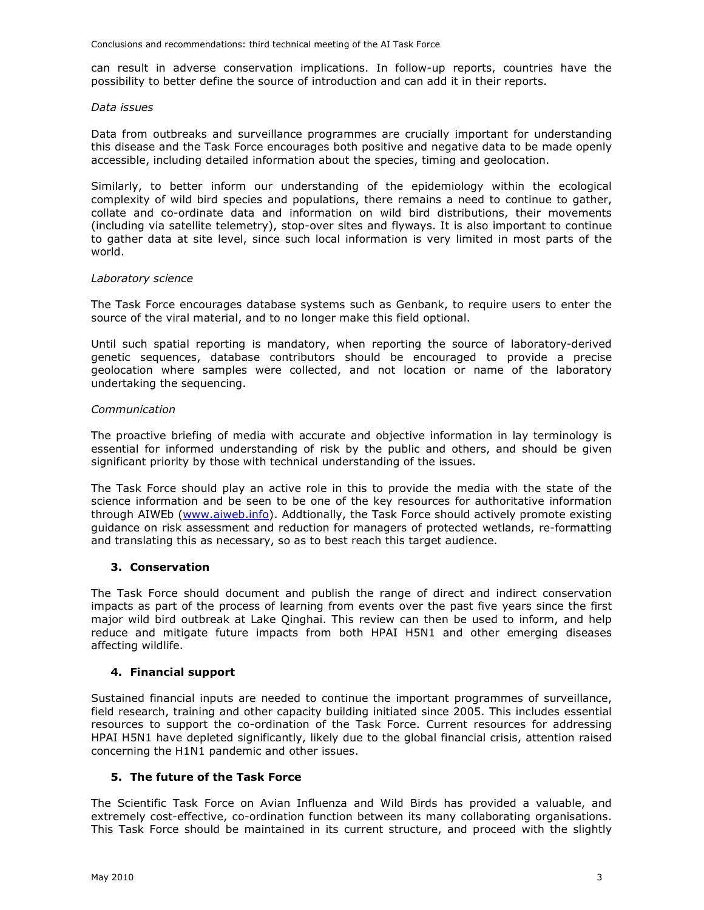can result in adverse conservation implications. In follow-up reports, countries have the possibility to better define the source of introduction and can add it in their reports.

*Data issues*

Data from outbreaks and surveillance programmes are crucially important for understanding this disease and the Task Force encourages both positive and negative data to be made openly accessible, including detailed information about the species, timing and geolocation.

Similarly, to better inform our understanding of the epidemiology within the ecological complexity of wild bird species and populations, there remains a need to continue to gather, collate and co-ordinate data and information on wild bird distributions, their movements (including via satellite telemetry), stop-over sites and flyways. It is also important to continue to gather data at site level, since such local information is very limited in most parts of the world.

*Laboratory science*

The Task Force encourages database systems such as Genbank, to require users to enter the source of the viral material, and to no longer make this field optional.

Until such spatial reporting is mandatory, when reporting the source of laboratory-derived genetic sequences, database contributors should be encouraged to provide a precise geolocation where samples were collected, and not location or name of the laboratory undertaking the sequencing.

*Communication*

The proactive briefing of media with accurate and objective information in lay terminology is essential for informed understanding of risk by the public and others, and should be given significant priority by those with technical understanding of the issues.

The Task Force should play an active role in this to provide the media with the state of the science information and be seen to be one of the key resources for authoritative information through AIWEb ([www.aiweb.info](www.aiweb.info)). Addtionally, the Task Force should actively promote existing guidance on risk assessment and reduction for managers of protected wetlands, re-formatting and translating this as necessary, so as to best reach this target audience.

## 3. Conservation

The Task Force should document and publish the range of direct and indirect conservation impacts as part of the process of learning from events over the past five years since the first major wild bird outbreak at Lake Qinghai. This review can then be used to inform, and help reduce and mitigate future impacts from both HPAI H5N1 and other emerging diseases affecting wildlife.

## 4. Financial support

Sustained financial inputs are needed to continue the important programmes of surveillance, field research, training and other capacity building initiated since 2005. This includes essential resources to support the co-ordination of the Task Force. Current resources for addressing HPAI H5N1 have depleted significantly, likely due to the global financial crisis, attention raised concerning the H1N1 pandemic and other issues.

## 5. The future of the Task Force

The Scientific Task Force on Avian Influenza and Wild Birds has provided a valuable, and extremely cost-effective, co-ordination function between its many collaborating organisations. This Task Force should be maintained in its current structure, and proceed with the slightly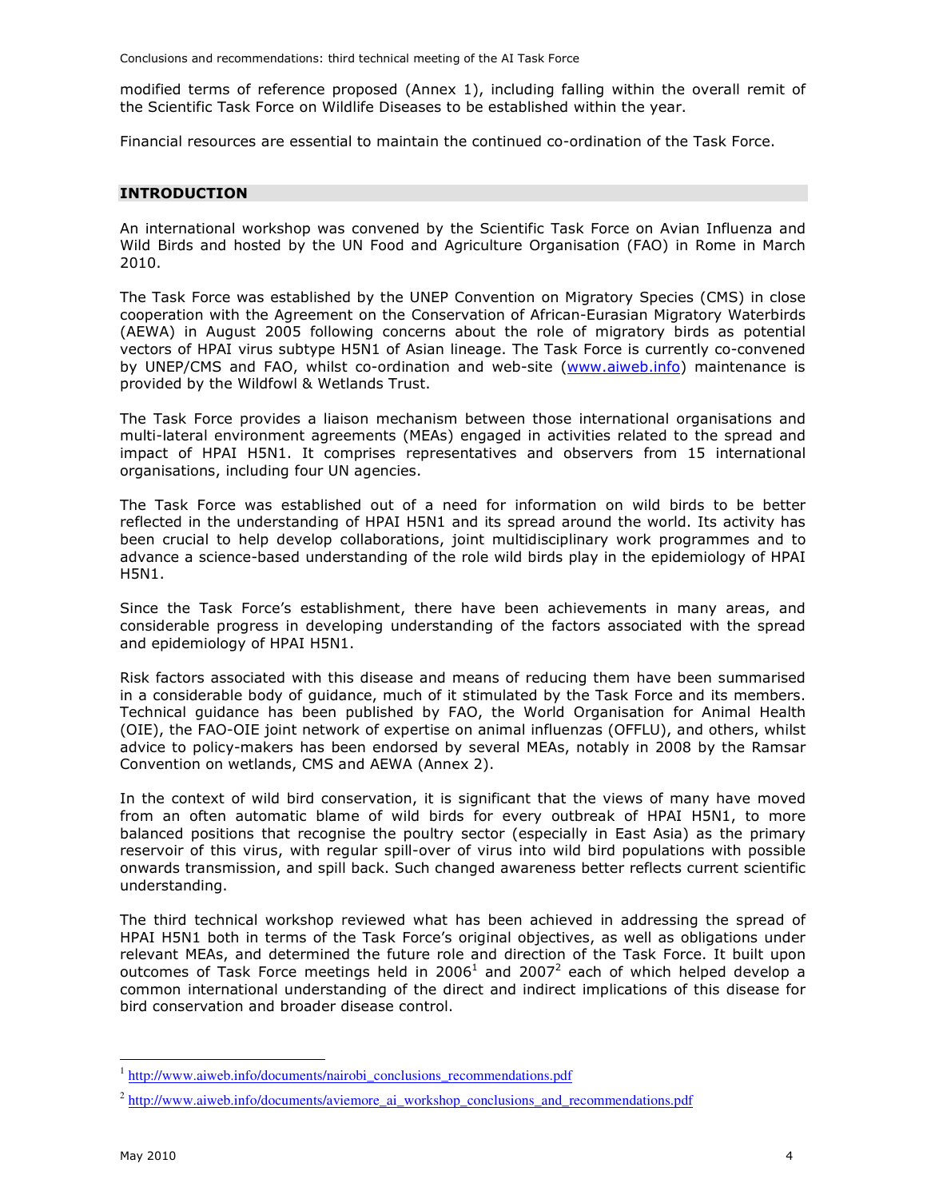modified terms of reference proposed (Annex 1), including falling within the overall remit of the Scientific Task Force on Wildlife Diseases to be established within the year.

Financial resources are essential to maintain the continued co-ordination of the Task Force.

## INTRODUCTION

An international workshop was convened by the Scientific Task Force on Avian Influenza and Wild Birds and hosted by the UN Food and Agriculture Organisation (FAO) in Rome in March 2010.

The Task Force was established by the UNEP Convention on Migratory Species (CMS) in close cooperation with the Agreement on the Conservation of African-Eurasian Migratory Waterbirds (AEWA) in August 2005 following concerns about the role of migratory birds as potential vectors of HPAI virus subtype H5N1 of Asian lineage. The Task Force is currently co-convened by UNEP/CMS and FAO, whilst co-ordination and web-site (www.aiweb.info) maintenance is provided by the Wildfowl & Wetlands Trust.

The Task Force provides a liaison mechanism between those international organisations and multi-lateral environment agreements (MEAs) engaged in activities related to the spread and impact of HPAI H5N1. It comprises representatives and observers from 15 international organisations, including four UN agencies.

The Task Force was established out of a need for information on wild birds to be better reflected in the understanding of HPAI H5N1 and its spread around the world. Its activity has been crucial to help develop collaborations, joint multidisciplinary work programmes and to advance a science-based understanding of the role wild birds play in the epidemiology of HPAI H5N1.

Since the Task Force's establishment, there have been achievements in many areas, and considerable progress in developing understanding of the factors associated with the spread and epidemiology of HPAI H5N1.

Risk factors associated with this disease and means of reducing them have been summarised in a considerable body of guidance, much of it stimulated by the Task Force and its members. Technical guidance has been published by FAO, the World Organisation for Animal Health (OIE), the FAO-OIE joint network of expertise on animal influenzas (OFFLU), and others, whilst advice to policy-makers has been endorsed by several MEAs, notably in 2008 by the Ramsar Convention on wetlands, CMS and AEWA (Annex 2).

In the context of wild bird conservation, it is significant that the views of many have moved from an often automatic blame of wild birds for every outbreak of HPAI H5N1, to more balanced positions that recognise the poultry sector (especially in East Asia) as the primary reservoir of this virus, with regular spill-over of virus into wild bird populations with possible onwards transmission, and spill back. Such changed awareness better reflects current scientific understanding.

The third technical workshop reviewed what has been achieved in addressing the spread of HPAI H5N1 both in terms of the Task Force's original objectives, as well as obligations under relevant MEAs, and determined the future role and direction of the Task Force. It built upon outcomes of Task Force meetings held in 2006[1] and 2007[2] each of which helped develop a common international understanding of the direct and indirect implications of this disease for bird conservation and broader disease control.

[1] http://www.aiweb.info/documents/nairobi_conclusions_recommendations.pdf

[2] http://www.aiweb.info/documents/aviemore_ai_workshop_conclusions_and_recommendations.pdf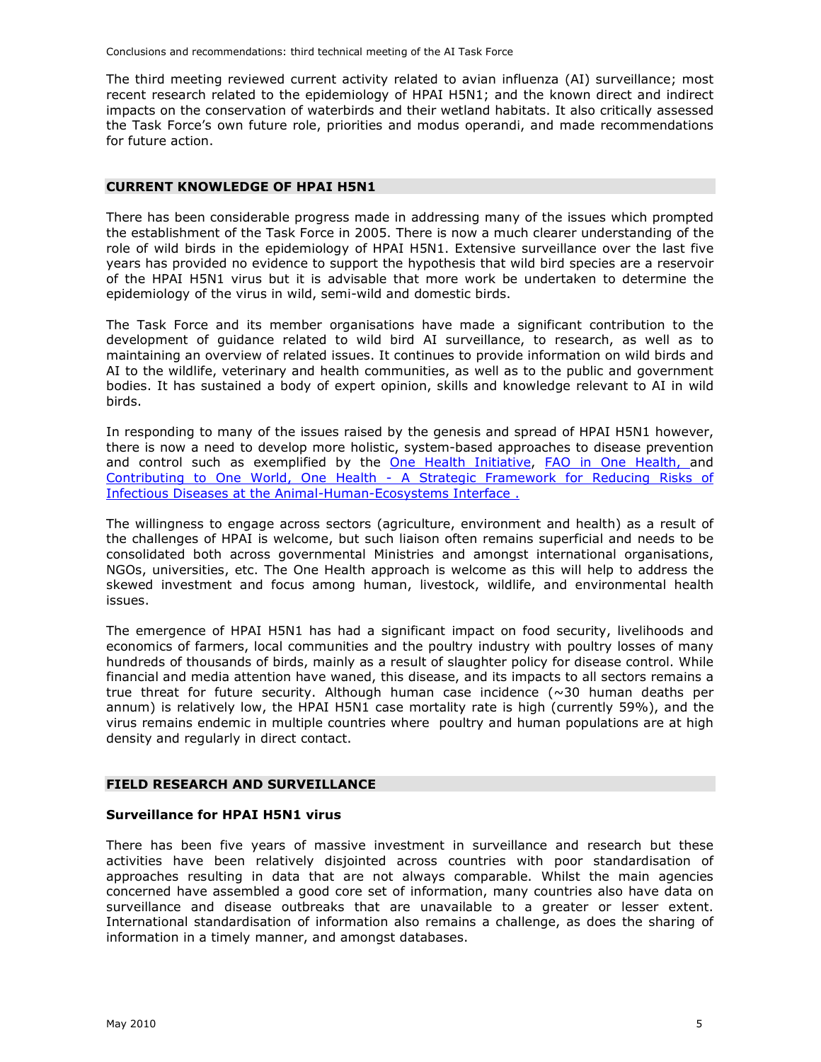The third meeting reviewed current activity related to avian influenza (AI) surveillance; most recent research related to the epidemiology of HPAI H5N1; and the known direct and indirect impacts on the conservation of waterbirds and their wetland habitats. It also critically assessed the Task Force's own future role, priorities and modus operandi, and made recommendations for future action.

## CURRENT KNOWLEDGE OF HPAI H5N1

There has been considerable progress made in addressing many of the issues which prompted the establishment of the Task Force in 2005. There is now a much clearer understanding of the role of wild birds in the epidemiology of HPAI H5N1. Extensive surveillance over the last five years has provided no evidence to support the hypothesis that wild bird species are a reservoir of the HPAI H5N1 virus but it is advisable that more work be undertaken to determine the epidemiology of the virus in wild, semi-wild and domestic birds.

The Task Force and its member organisations have made a significant contribution to the development of guidance related to wild bird AI surveillance, to research, as well as to maintaining an overview of related issues. It continues to provide information on wild birds and AI to the wildlife, veterinary and health communities, as well as to the public and government bodies. It has sustained a body of expert opinion, skills and knowledge relevant to AI in wild birds.

In responding to many of the issues raised by the genesis and spread of HPAI H5N1 however, there is now a need to develop more holistic, system-based approaches to disease prevention and control such as exemplified by the One Health Initiative, FAO in One Health, and Contributing to One World, One Health - A Strategic Framework for Reducing Risks of Infectious Diseases at the Animal-Human-Ecosystems Interface .

The willingness to engage across sectors (agriculture, environment and health) as a result of the challenges of HPAI is welcome, but such liaison often remains superficial and needs to be consolidated both across governmental Ministries and amongst international organisations, NGOs, universities, etc. The One Health approach is welcome as this will help to address the skewed investment and focus among human, livestock, wildlife, and environmental health issues.

The emergence of HPAI H5N1 has had a significant impact on food security, livelihoods and economics of farmers, local communities and the poultry industry with poultry losses of many hundreds of thousands of birds, mainly as a result of slaughter policy for disease control. While financial and media attention have waned, this disease, and its impacts to all sectors remains a true threat for future security. Although human case incidence (~30 human deaths per annum) is relatively low, the HPAI H5N1 case mortality rate is high (currently 59%), and the virus remains endemic in multiple countries where poultry and human populations are at high density and regularly in direct contact.

## FIELD RESEARCH AND SURVEILLANCE

### Surveillance for HPAI H5N1 virus

There has been five years of massive investment in surveillance and research but these activities have been relatively disjointed across countries with poor standardisation of approaches resulting in data that are not always comparable. Whilst the main agencies concerned have assembled a good core set of information, many countries also have data on surveillance and disease outbreaks that are unavailable to a greater or lesser extent. International standardisation of information also remains a challenge, as does the sharing of information in a timely manner, and amongst databases.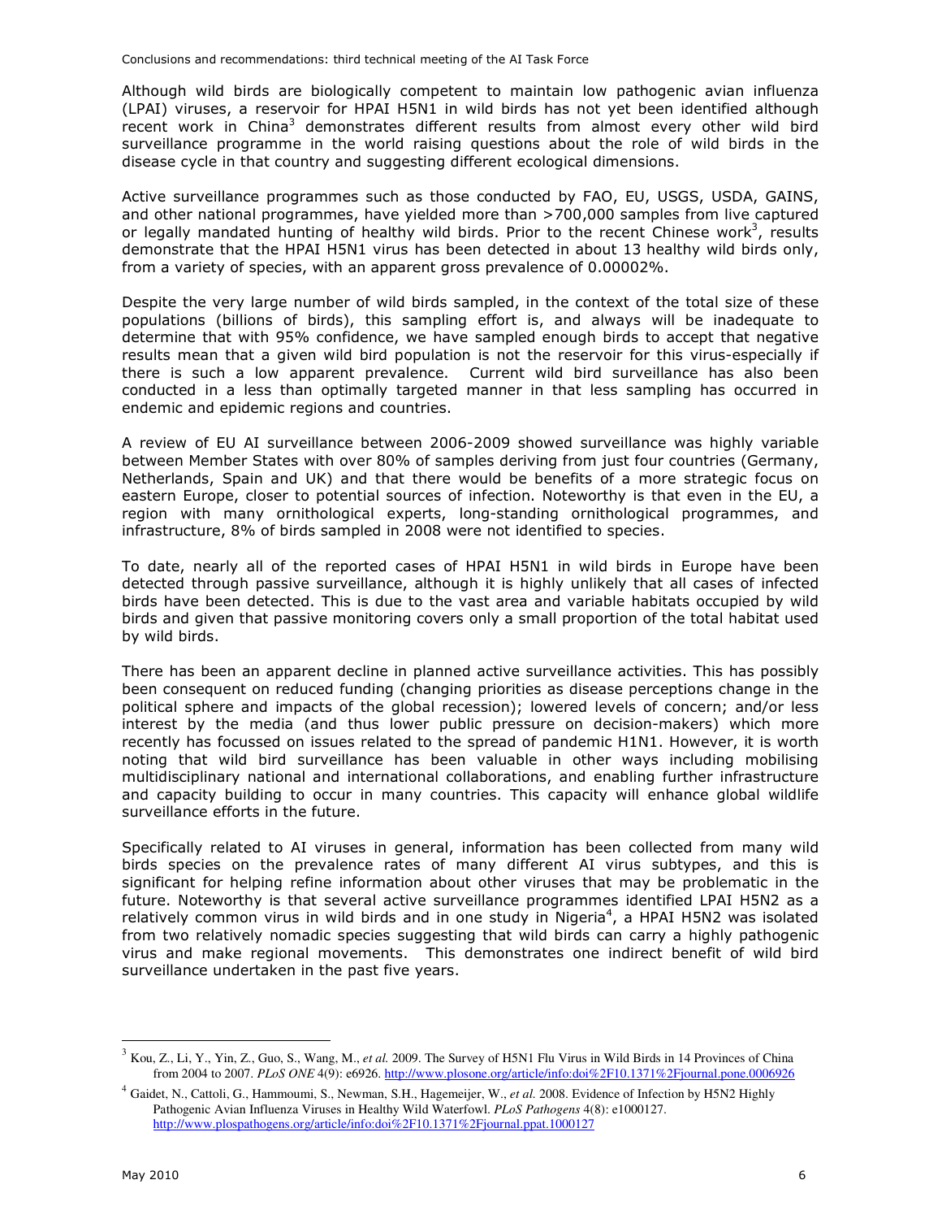Although wild birds are biologically competent to maintain low pathogenic avian influenza (LPAI) viruses, a reservoir for HPAI H5N1 in wild birds has not yet been identified although recent work in China[3] demonstrates different results from almost every other wild bird surveillance programme in the world raising questions about the role of wild birds in the disease cycle in that country and suggesting different ecological dimensions.

Active surveillance programmes such as those conducted by FAO, EU, USGS, USDA, GAINS, and other national programmes, have yielded more than >700,000 samples from live captured or legally mandated hunting of healthy wild birds. Prior to the recent Chinese work[3], results demonstrate that the HPAI H5N1 virus has been detected in about 13 healthy wild birds only, from a variety of species, with an apparent gross prevalence of 0.00002%.

Despite the very large number of wild birds sampled, in the context of the total size of these populations (billions of birds), this sampling effort is, and always will be inadequate to determine that with 95% confidence, we have sampled enough birds to accept that negative results mean that a given wild bird population is not the reservoir for this virus-especially if there is such a low apparent prevalence. Current wild bird surveillance has also been conducted in a less than optimally targeted manner in that less sampling has occurred in endemic and epidemic regions and countries.

A review of EU AI surveillance between 2006-2009 showed surveillance was highly variable between Member States with over 80% of samples deriving from just four countries (Germany, Netherlands, Spain and UK) and that there would be benefits of a more strategic focus on eastern Europe, closer to potential sources of infection. Noteworthy is that even in the EU, a region with many ornithological experts, long-standing ornithological programmes, and infrastructure, 8% of birds sampled in 2008 were not identified to species.

To date, nearly all of the reported cases of HPAI H5N1 in wild birds in Europe have been detected through passive surveillance, although it is highly unlikely that all cases of infected birds have been detected. This is due to the vast area and variable habitats occupied by wild birds and given that passive monitoring covers only a small proportion of the total habitat used by wild birds.

There has been an apparent decline in planned active surveillance activities. This has possibly been consequent on reduced funding (changing priorities as disease perceptions change in the political sphere and impacts of the global recession); lowered levels of concern; and/or less interest by the media (and thus lower public pressure on decision-makers) which more recently has focussed on issues related to the spread of pandemic H1N1. However, it is worth noting that wild bird surveillance has been valuable in other ways including mobilising multidisciplinary national and international collaborations, and enabling further infrastructure and capacity building to occur in many countries. This capacity will enhance global wildlife surveillance efforts in the future.

Specifically related to AI viruses in general, information has been collected from many wild birds species on the prevalence rates of many different AI virus subtypes, and this is significant for helping refine information about other viruses that may be problematic in the future. Noteworthy is that several active surveillance programmes identified LPAI H5N2 as a relatively common virus in wild birds and in one study in Nigeria[4], a HPAI H5N2 was isolated from two relatively nomadic species suggesting that wild birds can carry a highly pathogenic virus and make regional movements. This demonstrates one indirect benefit of wild bird surveillance undertaken in the past five years.

---

[3] Kou, Z., Li, Y., Yin, Z., Guo, S., Wang, M., *et al.* 2009. The Survey of H5N1 Flu Virus in Wild Birds in 14 Provinces of China from 2004 to 2007. *PLoS ONE* 4(9): e6926. http://www.plosone.org/article/info:doi%2F10.1371%2Fjournal.pone.0006926

[4] Gaidet, N., Cattoli, G., Hammoumi, S., Newman, S.H., Hagemeijer, W., *et al.* 2008. Evidence of Infection by H5N2 Highly Pathogenic Avian Influenza Viruses in Healthy Wild Waterfowl. *PLoS Pathogens* 4(8): e1000127. http://www.plospathogens.org/article/info:doi%2F10.1371%2Fjournal.ppat.1000127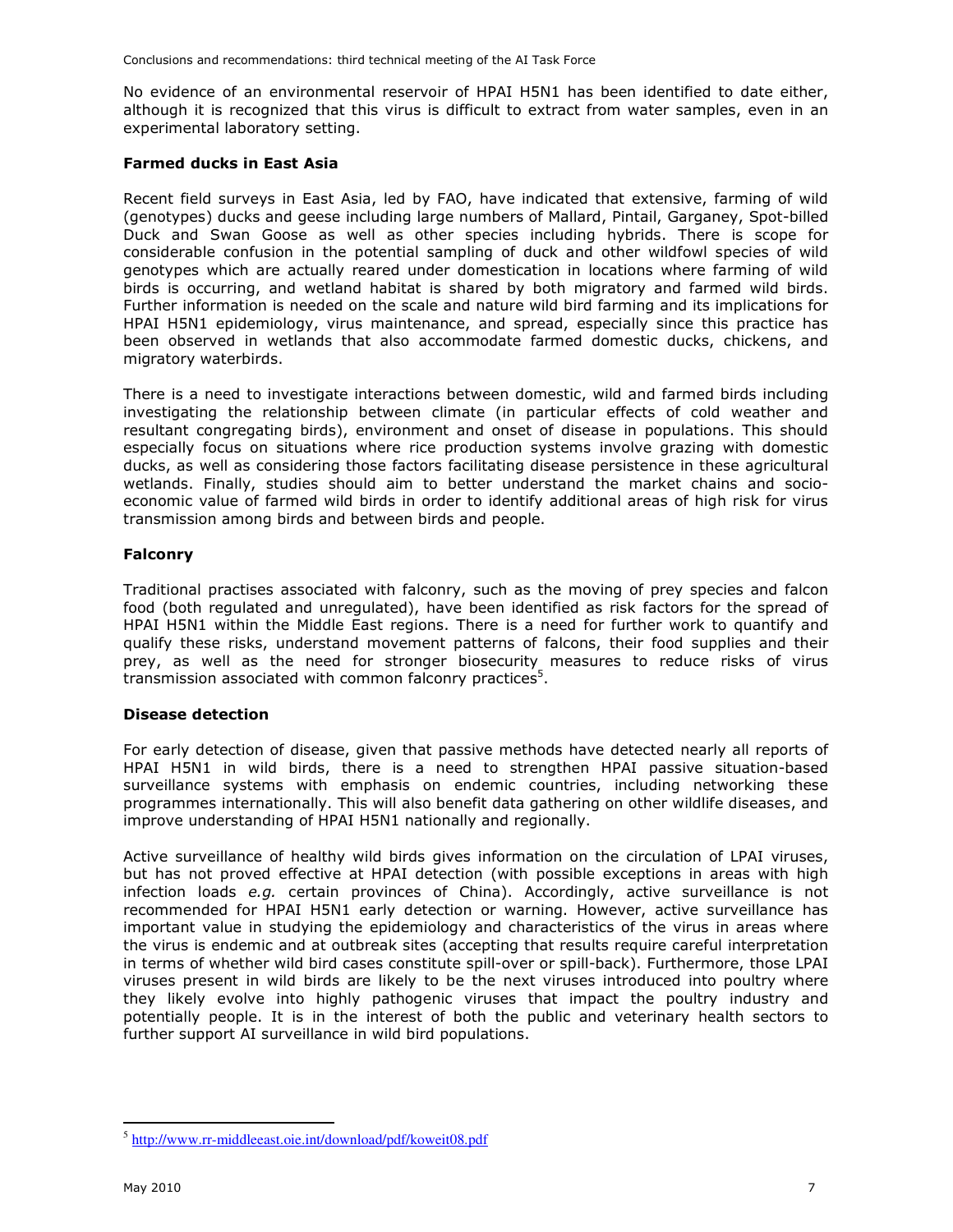No evidence of an environmental reservoir of HPAI H5N1 has been identified to date either, although it is recognized that this virus is difficult to extract from water samples, even in an experimental laboratory setting.

### Farmed ducks in East Asia

Recent field surveys in East Asia, led by FAO, have indicated that extensive, farming of wild (genotypes) ducks and geese including large numbers of Mallard, Pintail, Garganey, Spot-billed Duck and Swan Goose as well as other species including hybrids. There is scope for considerable confusion in the potential sampling of duck and other wildfowl species of wild genotypes which are actually reared under domestication in locations where farming of wild birds is occurring, and wetland habitat is shared by both migratory and farmed wild birds. Further information is needed on the scale and nature wild bird farming and its implications for HPAI H5N1 epidemiology, virus maintenance, and spread, especially since this practice has been observed in wetlands that also accommodate farmed domestic ducks, chickens, and migratory waterbirds.

There is a need to investigate interactions between domestic, wild and farmed birds including investigating the relationship between climate (in particular effects of cold weather and resultant congregating birds), environment and onset of disease in populations. This should especially focus on situations where rice production systems involve grazing with domestic ducks, as well as considering those factors facilitating disease persistence in these agricultural wetlands. Finally, studies should aim to better understand the market chains and socio-economic value of farmed wild birds in order to identify additional areas of high risk for virus transmission among birds and between birds and people.

### Falconry

Traditional practises associated with falconry, such as the moving of prey species and falcon food (both regulated and unregulated), have been identified as risk factors for the spread of HPAI H5N1 within the Middle East regions. There is a need for further work to quantify and qualify these risks, understand movement patterns of falcons, their food supplies and their prey, as well as the need for stronger biosecurity measures to reduce risks of virus transmission associated with common falconry practices[5].

### Disease detection

For early detection of disease, given that passive methods have detected nearly all reports of HPAI H5N1 in wild birds, there is a need to strengthen HPAI passive situation-based surveillance systems with emphasis on endemic countries, including networking these programmes internationally. This will also benefit data gathering on other wildlife diseases, and improve understanding of HPAI H5N1 nationally and regionally.

Active surveillance of healthy wild birds gives information on the circulation of LPAI viruses, but has not proved effective at HPAI detection (with possible exceptions in areas with high infection loads *e.g.* certain provinces of China). Accordingly, active surveillance is not recommended for HPAI H5N1 early detection or warning. However, active surveillance has important value in studying the epidemiology and characteristics of the virus in areas where the virus is endemic and at outbreak sites (accepting that results require careful interpretation in terms of whether wild bird cases constitute spill-over or spill-back). Furthermore, those LPAI viruses present in wild birds are likely to be the next viruses introduced into poultry where they likely evolve into highly pathogenic viruses that impact the poultry industry and potentially people. It is in the interest of both the public and veterinary health sectors to further support AI surveillance in wild bird populations.

---

[5] http://www.rr-middleeast.oie.int/download/pdf/koweit08.pdf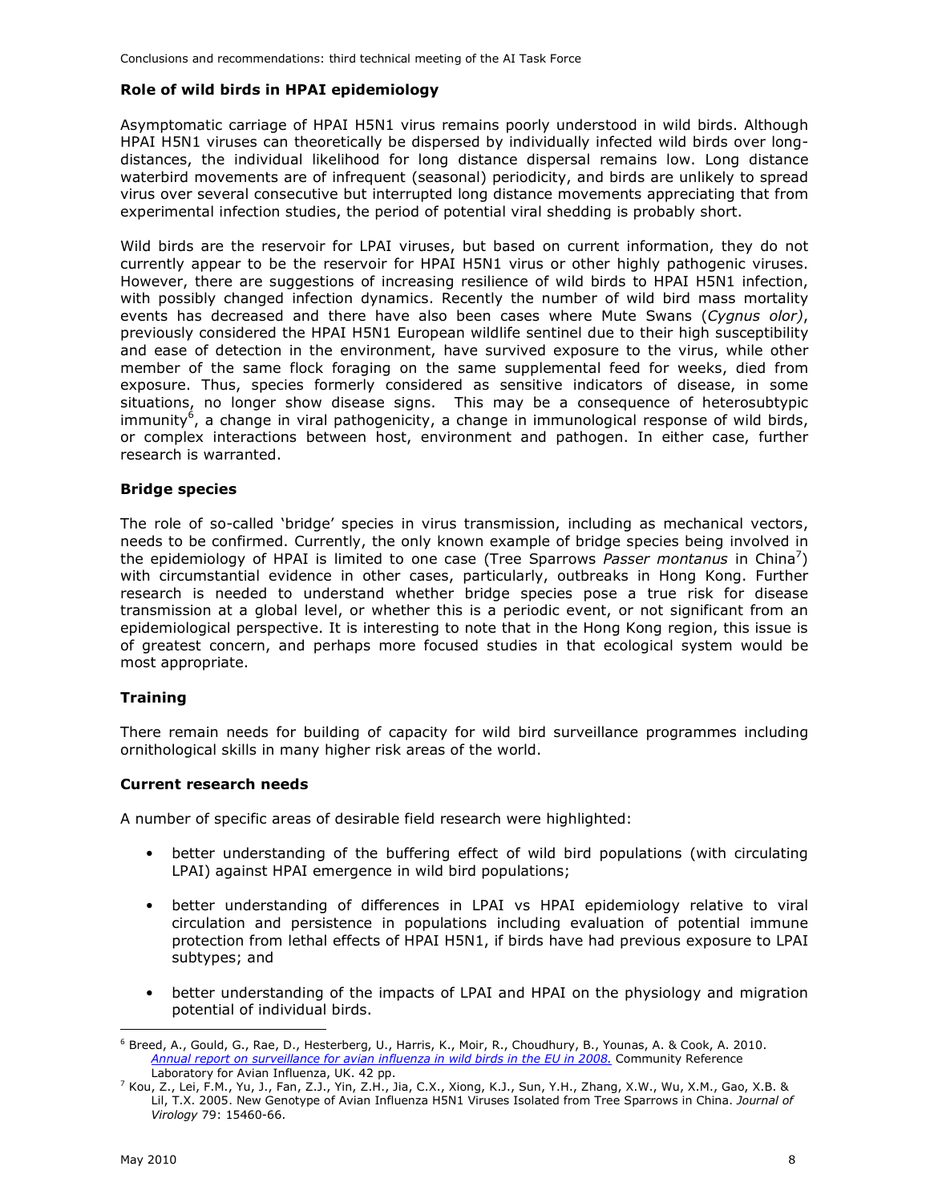## Role of wild birds in HPAI epidemiology

Asymptomatic carriage of HPAI H5N1 virus remains poorly understood in wild birds. Although HPAI H5N1 viruses can theoretically be dispersed by individually infected wild birds over long-distances, the individual likelihood for long distance dispersal remains low. Long distance waterbird movements are of infrequent (seasonal) periodicity, and birds are unlikely to spread virus over several consecutive but interrupted long distance movements appreciating that from experimental infection studies, the period of potential viral shedding is probably short.

Wild birds are the reservoir for LPAI viruses, but based on current information, they do not currently appear to be the reservoir for HPAI H5N1 virus or other highly pathogenic viruses. However, there are suggestions of increasing resilience of wild birds to HPAI H5N1 infection, with possibly changed infection dynamics. Recently the number of wild bird mass mortality events has decreased and there have also been cases where Mute Swans (*Cygnus olor)*, previously considered the HPAI H5N1 European wildlife sentinel due to their high susceptibility and ease of detection in the environment, have survived exposure to the virus, while other member of the same flock foraging on the same supplemental feed for weeks, died from exposure. Thus, species formerly considered as sensitive indicators of disease, in some situations, no longer show disease signs. This may be a consequence of heterosubtypic immunity[6], a change in viral pathogenicity, a change in immunological response of wild birds, or complex interactions between host, environment and pathogen. In either case, further research is warranted.

## Bridge species

The role of so-called 'bridge' species in virus transmission, including as mechanical vectors, needs to be confirmed. Currently, the only known example of bridge species being involved in the epidemiology of HPAI is limited to one case (Tree Sparrows *Passer montanus* in China[7]) with circumstantial evidence in other cases, particularly, outbreaks in Hong Kong. Further research is needed to understand whether bridge species pose a true risk for disease transmission at a global level, or whether this is a periodic event, or not significant from an epidemiological perspective. It is interesting to note that in the Hong Kong region, this issue is of greatest concern, and perhaps more focused studies in that ecological system would be most appropriate.

## Training

There remain needs for building of capacity for wild bird surveillance programmes including ornithological skills in many higher risk areas of the world.

## Current research needs

A number of specific areas of desirable field research were highlighted:

- better understanding of the buffering effect of wild bird populations (with circulating LPAI) against HPAI emergence in wild bird populations;
- better understanding of differences in LPAI vs HPAI epidemiology relative to viral circulation and persistence in populations including evaluation of potential immune protection from lethal effects of HPAI H5N1, if birds have had previous exposure to LPAI subtypes; and
- better understanding of the impacts of LPAI and HPAI on the physiology and migration potential of individual birds.

---

[6] Breed, A., Gould, G., Rae, D., Hesterberg, U., Harris, K., Moir, R., Choudhury, B., Younas, A. & Cook, A. 2010. *Annual report on surveillance for avian influenza in wild birds in the EU in 2008.* Community Reference Laboratory for Avian Influenza, UK. 42 pp.

[7] Kou, Z., Lei, F.M., Yu, J., Fan, Z.J., Yin, Z.H., Jia, C.X., Xiong, K.J., Sun, Y.H., Zhang, X.W., Wu, X.M., Gao, X.B. & Lil, T.X. 2005. New Genotype of Avian Influenza H5N1 Viruses Isolated from Tree Sparrows in China. *Journal of Virology* 79: 15460-66.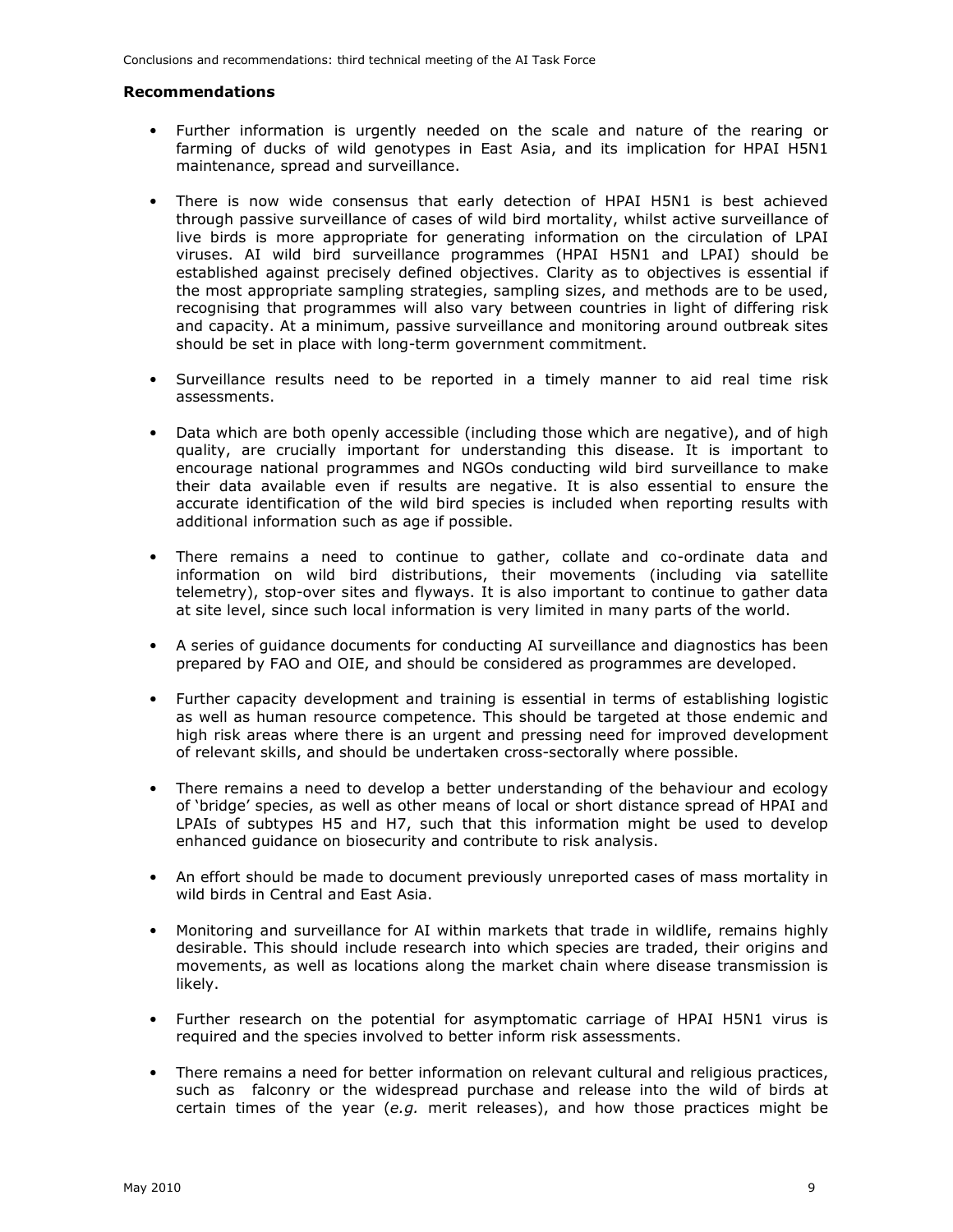### Recommendations

- Further information is urgently needed on the scale and nature of the rearing or farming of ducks of wild genotypes in East Asia, and its implication for HPAI H5N1 maintenance, spread and surveillance.

- There is now wide consensus that early detection of HPAI H5N1 is best achieved through passive surveillance of cases of wild bird mortality, whilst active surveillance of live birds is more appropriate for generating information on the circulation of LPAI viruses. AI wild bird surveillance programmes (HPAI H5N1 and LPAI) should be established against precisely defined objectives. Clarity as to objectives is essential if the most appropriate sampling strategies, sampling sizes, and methods are to be used, recognising that programmes will also vary between countries in light of differing risk and capacity. At a minimum, passive surveillance and monitoring around outbreak sites should be set in place with long-term government commitment.

- Surveillance results need to be reported in a timely manner to aid real time risk assessments.

- Data which are both openly accessible (including those which are negative), and of high quality, are crucially important for understanding this disease. It is important to encourage national programmes and NGOs conducting wild bird surveillance to make their data available even if results are negative. It is also essential to ensure the accurate identification of the wild bird species is included when reporting results with additional information such as age if possible.

- There remains a need to continue to gather, collate and co-ordinate data and information on wild bird distributions, their movements (including via satellite telemetry), stop-over sites and flyways. It is also important to continue to gather data at site level, since such local information is very limited in many parts of the world.

- A series of guidance documents for conducting AI surveillance and diagnostics has been prepared by FAO and OIE, and should be considered as programmes are developed.

- Further capacity development and training is essential in terms of establishing logistic as well as human resource competence. This should be targeted at those endemic and high risk areas where there is an urgent and pressing need for improved development of relevant skills, and should be undertaken cross-sectorally where possible.

- There remains a need to develop a better understanding of the behaviour and ecology of 'bridge' species, as well as other means of local or short distance spread of HPAI and LPAIs of subtypes H5 and H7, such that this information might be used to develop enhanced guidance on biosecurity and contribute to risk analysis.

- An effort should be made to document previously unreported cases of mass mortality in wild birds in Central and East Asia.

- Monitoring and surveillance for AI within markets that trade in wildlife, remains highly desirable. This should include research into which species are traded, their origins and movements, as well as locations along the market chain where disease transmission is likely.

- Further research on the potential for asymptomatic carriage of HPAI H5N1 virus is required and the species involved to better inform risk assessments.

- There remains a need for better information on relevant cultural and religious practices, such as falconry or the widespread purchase and release into the wild of birds at certain times of the year (*e.g.* merit releases), and how those practices might be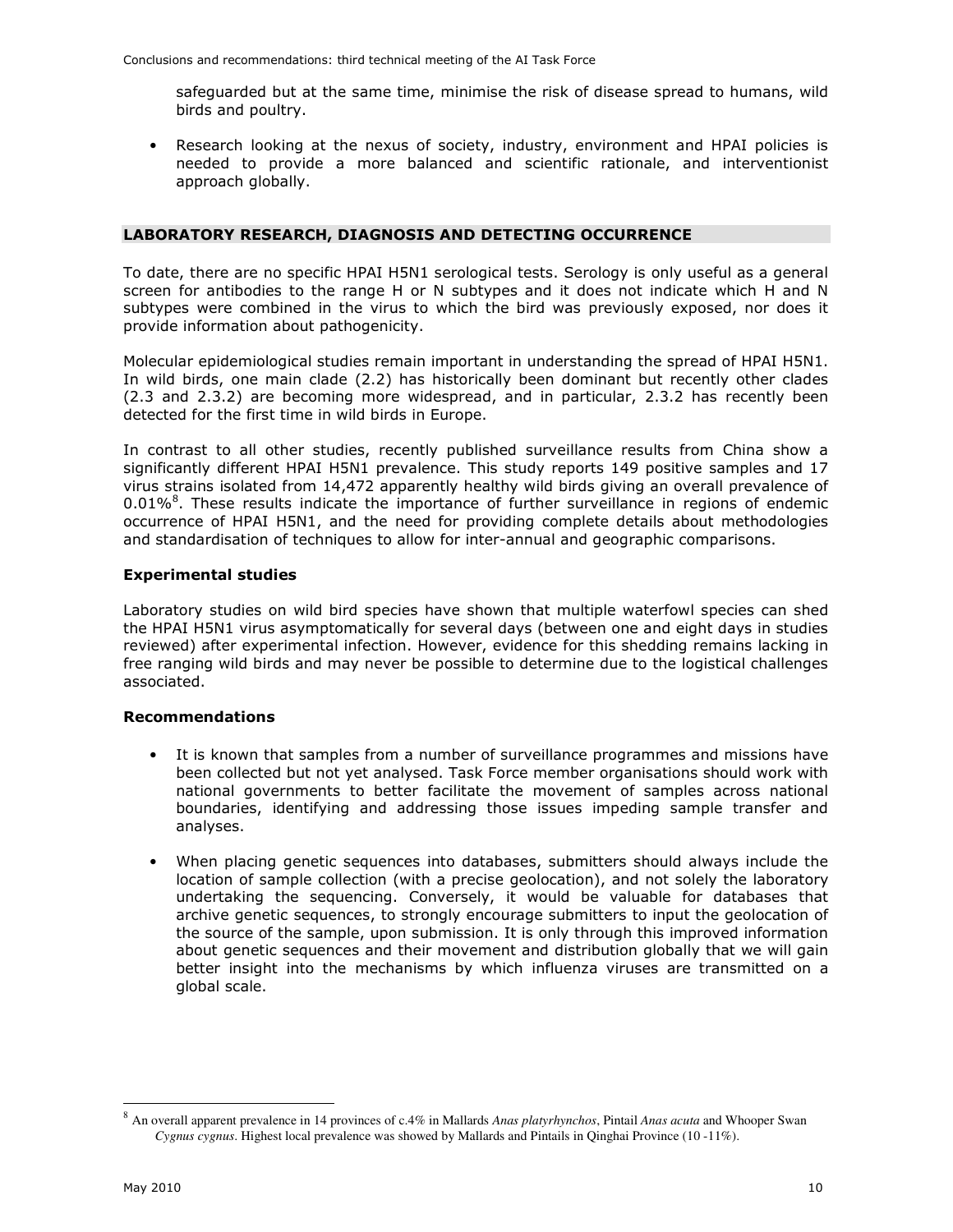safeguarded but at the same time, minimise the risk of disease spread to humans, wild birds and poultry.

- Research looking at the nexus of society, industry, environment and HPAI policies is needed to provide a more balanced and scientific rationale, and interventionist approach globally.

## LABORATORY RESEARCH, DIAGNOSIS AND DETECTING OCCURRENCE

To date, there are no specific HPAI H5N1 serological tests. Serology is only useful as a general screen for antibodies to the range H or N subtypes and it does not indicate which H and N subtypes were combined in the virus to which the bird was previously exposed, nor does it provide information about pathogenicity.

Molecular epidemiological studies remain important in understanding the spread of HPAI H5N1. In wild birds, one main clade (2.2) has historically been dominant but recently other clades (2.3 and 2.3.2) are becoming more widespread, and in particular, 2.3.2 has recently been detected for the first time in wild birds in Europe.

In contrast to all other studies, recently published surveillance results from China show a significantly different HPAI H5N1 prevalence. This study reports 149 positive samples and 17 virus strains isolated from 14,472 apparently healthy wild birds giving an overall prevalence of 0.01%[8]. These results indicate the importance of further surveillance in regions of endemic occurrence of HPAI H5N1, and the need for providing complete details about methodologies and standardisation of techniques to allow for inter-annual and geographic comparisons.

### Experimental studies

Laboratory studies on wild bird species have shown that multiple waterfowl species can shed the HPAI H5N1 virus asymptomatically for several days (between one and eight days in studies reviewed) after experimental infection. However, evidence for this shedding remains lacking in free ranging wild birds and may never be possible to determine due to the logistical challenges associated.

### Recommendations

- It is known that samples from a number of surveillance programmes and missions have been collected but not yet analysed. Task Force member organisations should work with national governments to better facilitate the movement of samples across national boundaries, identifying and addressing those issues impeding sample transfer and analyses.

- When placing genetic sequences into databases, submitters should always include the location of sample collection (with a precise geolocation), and not solely the laboratory undertaking the sequencing. Conversely, it would be valuable for databases that archive genetic sequences, to strongly encourage submitters to input the geolocation of the source of the sample, upon submission. It is only through this improved information about genetic sequences and their movement and distribution globally that we will gain better insight into the mechanisms by which influenza viruses are transmitted on a global scale.

[8] An overall apparent prevalence in 14 provinces of c.4% in Mallards *Anas platyrhynchos*, Pintail *Anas acuta* and Whooper Swan *Cygnus cygnus*. Highest local prevalence was showed by Mallards and Pintails in Qinghai Province (10 -11%).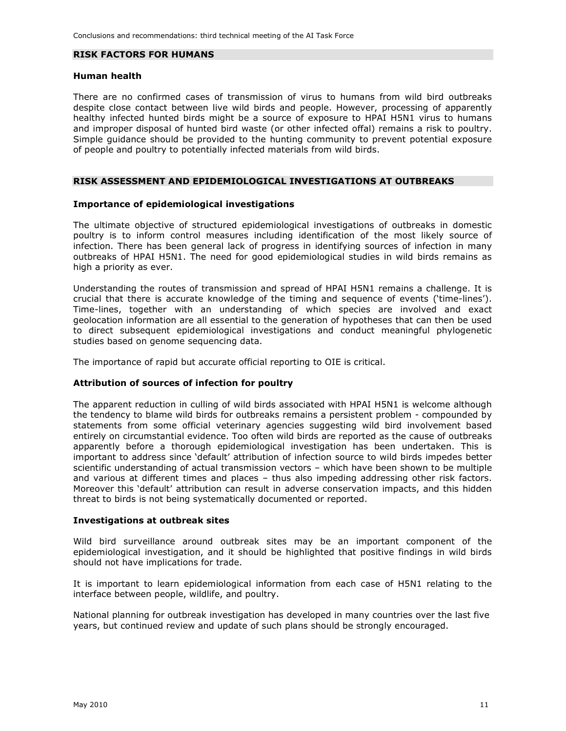## RISK FACTORS FOR HUMANS

### Human health

There are no confirmed cases of transmission of virus to humans from wild bird outbreaks despite close contact between live wild birds and people. However, processing of apparently healthy infected hunted birds might be a source of exposure to HPAI H5N1 virus to humans and improper disposal of hunted bird waste (or other infected offal) remains a risk to poultry. Simple guidance should be provided to the hunting community to prevent potential exposure of people and poultry to potentially infected materials from wild birds.

## RISK ASSESSMENT AND EPIDEMIOLOGICAL INVESTIGATIONS AT OUTBREAKS

### Importance of epidemiological investigations

The ultimate objective of structured epidemiological investigations of outbreaks in domestic poultry is to inform control measures including identification of the most likely source of infection. There has been general lack of progress in identifying sources of infection in many outbreaks of HPAI H5N1. The need for good epidemiological studies in wild birds remains as high a priority as ever.

Understanding the routes of transmission and spread of HPAI H5N1 remains a challenge. It is crucial that there is accurate knowledge of the timing and sequence of events ('time-lines'). Time-lines, together with an understanding of which species are involved and exact geolocation information are all essential to the generation of hypotheses that can then be used to direct subsequent epidemiological investigations and conduct meaningful phylogenetic studies based on genome sequencing data.

The importance of rapid but accurate official reporting to OIE is critical.

### Attribution of sources of infection for poultry

The apparent reduction in culling of wild birds associated with HPAI H5N1 is welcome although the tendency to blame wild birds for outbreaks remains a persistent problem - compounded by statements from some official veterinary agencies suggesting wild bird involvement based entirely on circumstantial evidence. Too often wild birds are reported as the cause of outbreaks apparently before a thorough epidemiological investigation has been undertaken. This is important to address since 'default' attribution of infection source to wild birds impedes better scientific understanding of actual transmission vectors – which have been shown to be multiple and various at different times and places – thus also impeding addressing other risk factors. Moreover this 'default' attribution can result in adverse conservation impacts, and this hidden threat to birds is not being systematically documented or reported.

### Investigations at outbreak sites

Wild bird surveillance around outbreak sites may be an important component of the epidemiological investigation, and it should be highlighted that positive findings in wild birds should not have implications for trade.

It is important to learn epidemiological information from each case of H5N1 relating to the interface between people, wildlife, and poultry.

National planning for outbreak investigation has developed in many countries over the last five years, but continued review and update of such plans should be strongly encouraged.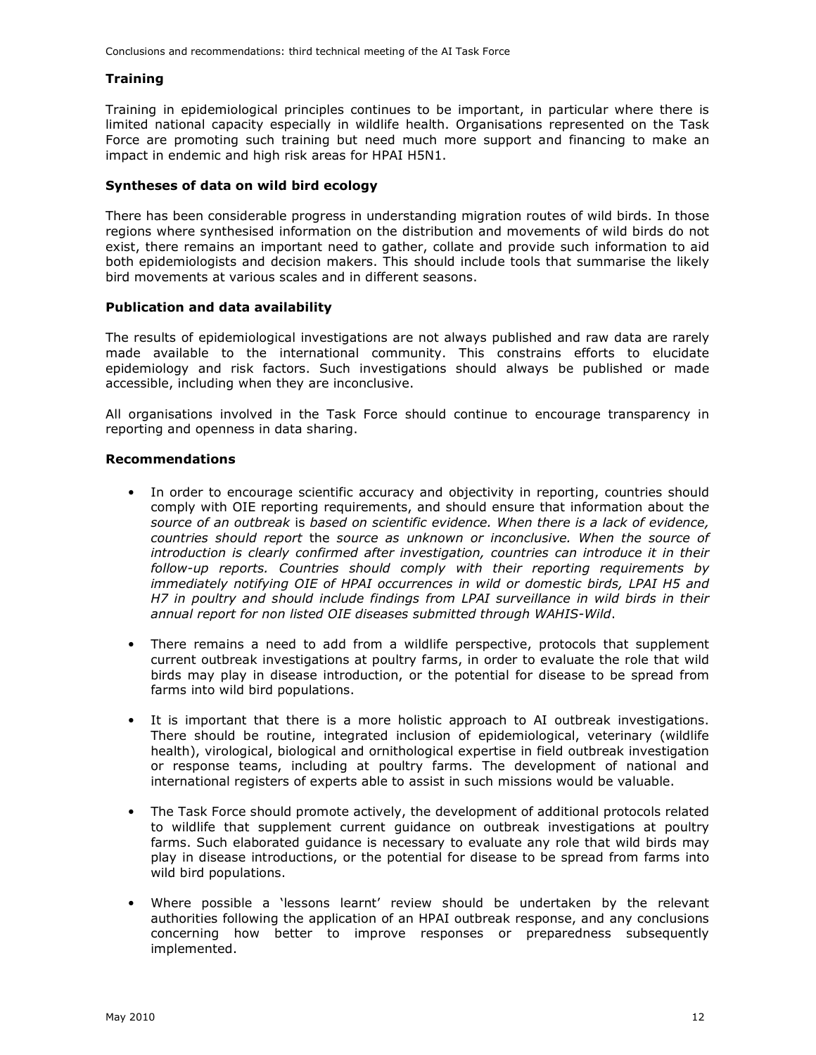### Training

Training in epidemiological principles continues to be important, in particular where there is limited national capacity especially in wildlife health. Organisations represented on the Task Force are promoting such training but need much more support and financing to make an impact in endemic and high risk areas for HPAI H5N1.

### Syntheses of data on wild bird ecology

There has been considerable progress in understanding migration routes of wild birds. In those regions where synthesised information on the distribution and movements of wild birds do not exist, there remains an important need to gather, collate and provide such information to aid both epidemiologists and decision makers. This should include tools that summarise the likely bird movements at various scales and in different seasons.

### Publication and data availability

The results of epidemiological investigations are not always published and raw data are rarely made available to the international community. This constrains efforts to elucidate epidemiology and risk factors. Such investigations should always be published or made accessible, including when they are inconclusive.

All organisations involved in the Task Force should continue to encourage transparency in reporting and openness in data sharing.

### Recommendations

- In order to encourage scientific accuracy and objectivity in reporting, countries should comply with OIE reporting requirements, and should ensure that information about th*e source of an outbreak* is *based on scientific evidence. When there is a lack of evidence, countries should report* the *source as unknown or inconclusive. When the source of introduction is clearly confirmed after investigation, countries can introduce it in their follow-up reports. Countries should comply with their reporting requirements by immediately notifying OIE of HPAI occurrences in wild or domestic birds, LPAI H5 and H7 in poultry and should include findings from LPAI surveillance in wild birds in their annual report for non listed OIE diseases submitted through WAHIS-Wild*.
- There remains a need to add from a wildlife perspective, protocols that supplement current outbreak investigations at poultry farms, in order to evaluate the role that wild birds may play in disease introduction, or the potential for disease to be spread from farms into wild bird populations.
- It is important that there is a more holistic approach to AI outbreak investigations. There should be routine, integrated inclusion of epidemiological, veterinary (wildlife health), virological, biological and ornithological expertise in field outbreak investigation or response teams, including at poultry farms. The development of national and international registers of experts able to assist in such missions would be valuable.
- The Task Force should promote actively, the development of additional protocols related to wildlife that supplement current guidance on outbreak investigations at poultry farms. Such elaborated guidance is necessary to evaluate any role that wild birds may play in disease introductions, or the potential for disease to be spread from farms into wild bird populations.
- Where possible a 'lessons learnt' review should be undertaken by the relevant authorities following the application of an HPAI outbreak response, and any conclusions concerning how better to improve responses or preparedness subsequently implemented.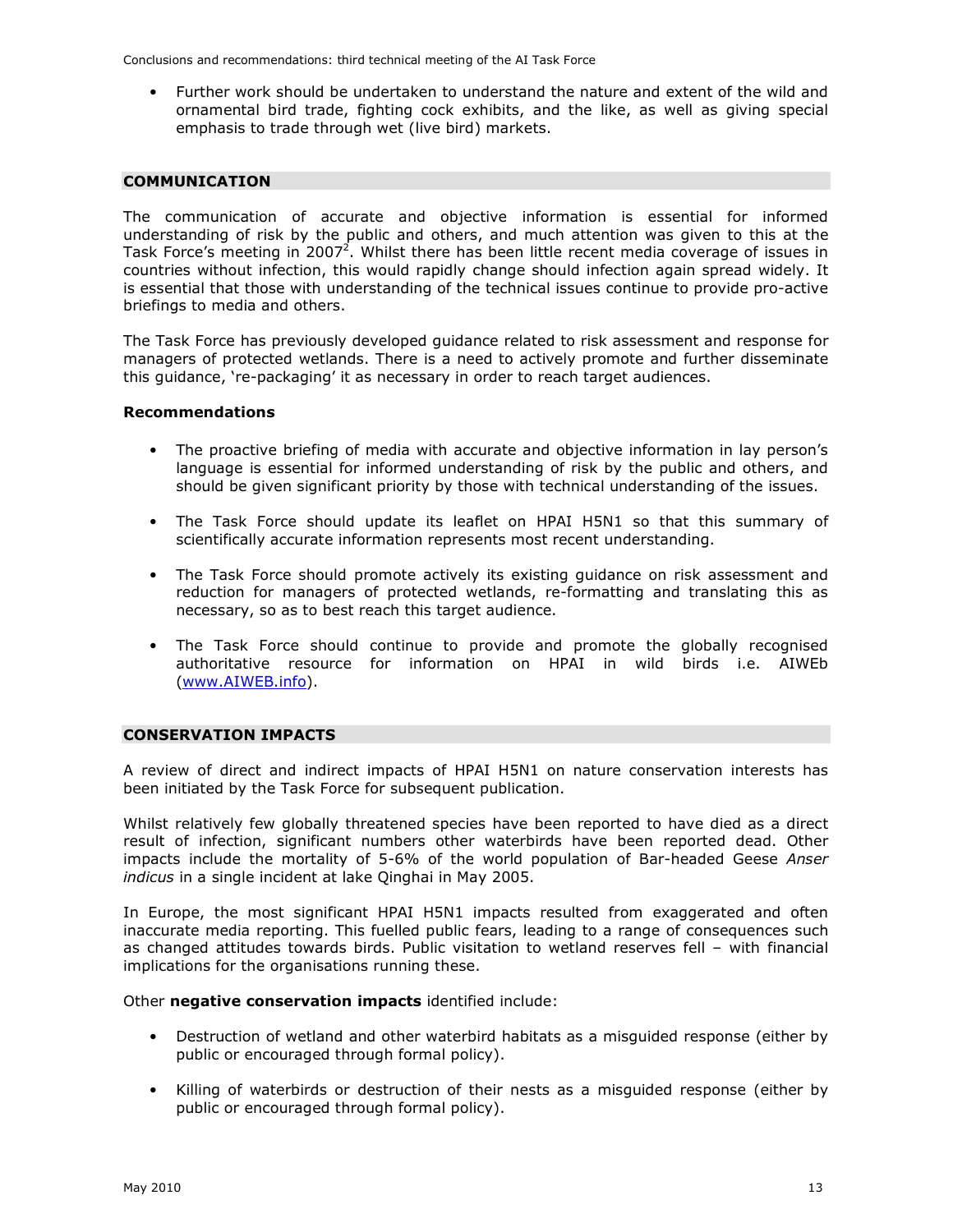- Further work should be undertaken to understand the nature and extent of the wild and ornamental bird trade, fighting cock exhibits, and the like, as well as giving special emphasis to trade through wet (live bird) markets.

## COMMUNICATION

The communication of accurate and objective information is essential for informed understanding of risk by the public and others, and much attention was given to this at the Task Force's meeting in 2007[2]. Whilst there has been little recent media coverage of issues in countries without infection, this would rapidly change should infection again spread widely. It is essential that those with understanding of the technical issues continue to provide pro-active briefings to media and others.

The Task Force has previously developed guidance related to risk assessment and response for managers of protected wetlands. There is a need to actively promote and further disseminate this guidance, 're-packaging' it as necessary in order to reach target audiences.

### Recommendations

- The proactive briefing of media with accurate and objective information in lay person's language is essential for informed understanding of risk by the public and others, and should be given significant priority by those with technical understanding of the issues.
- The Task Force should update its leaflet on HPAI H5N1 so that this summary of scientifically accurate information represents most recent understanding.
- The Task Force should promote actively its existing guidance on risk assessment and reduction for managers of protected wetlands, re-formatting and translating this as necessary, so as to best reach this target audience.
- The Task Force should continue to provide and promote the globally recognised authoritative resource for information on HPAI in wild birds i.e. AIWEb (www.AIWEB.info).

## CONSERVATION IMPACTS

A review of direct and indirect impacts of HPAI H5N1 on nature conservation interests has been initiated by the Task Force for subsequent publication.

Whilst relatively few globally threatened species have been reported to have died as a direct result of infection, significant numbers other waterbirds have been reported dead. Other impacts include the mortality of 5-6% of the world population of Bar-headed Geese *Anser indicus* in a single incident at lake Qinghai in May 2005.

In Europe, the most significant HPAI H5N1 impacts resulted from exaggerated and often inaccurate media reporting. This fuelled public fears, leading to a range of consequences such as changed attitudes towards birds. Public visitation to wetland reserves fell – with financial implications for the organisations running these.

Other **negative conservation impacts** identified include:

- Destruction of wetland and other waterbird habitats as a misguided response (either by public or encouraged through formal policy).
- Killing of waterbirds or destruction of their nests as a misguided response (either by public or encouraged through formal policy).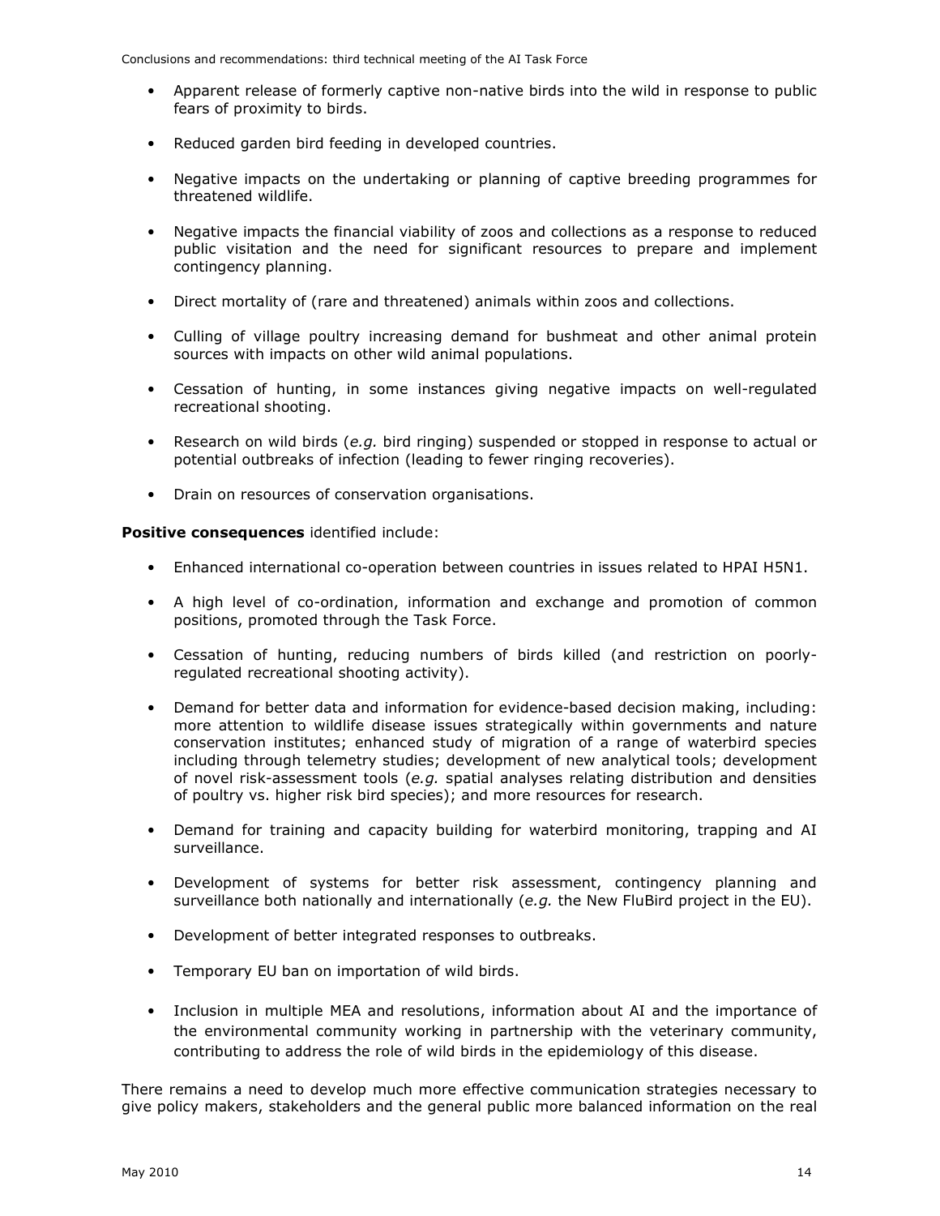- Apparent release of formerly captive non-native birds into the wild in response to public fears of proximity to birds.

- Reduced garden bird feeding in developed countries.

- Negative impacts on the undertaking or planning of captive breeding programmes for threatened wildlife.

- Negative impacts the financial viability of zoos and collections as a response to reduced public visitation and the need for significant resources to prepare and implement contingency planning.

- Direct mortality of (rare and threatened) animals within zoos and collections.

- Culling of village poultry increasing demand for bushmeat and other animal protein sources with impacts on other wild animal populations.

- Cessation of hunting, in some instances giving negative impacts on well-regulated recreational shooting.

- Research on wild birds (*e.g.* bird ringing) suspended or stopped in response to actual or potential outbreaks of infection (leading to fewer ringing recoveries).

- Drain on resources of conservation organisations.

**Positive consequences** identified include:

- Enhanced international co-operation between countries in issues related to HPAI H5N1.

- A high level of co-ordination, information and exchange and promotion of common positions, promoted through the Task Force.

- Cessation of hunting, reducing numbers of birds killed (and restriction on poorly-regulated recreational shooting activity).

- Demand for better data and information for evidence-based decision making, including: more attention to wildlife disease issues strategically within governments and nature conservation institutes; enhanced study of migration of a range of waterbird species including through telemetry studies; development of new analytical tools; development of novel risk-assessment tools (*e.g.* spatial analyses relating distribution and densities of poultry vs. higher risk bird species); and more resources for research.

- Demand for training and capacity building for waterbird monitoring, trapping and AI surveillance.

- Development of systems for better risk assessment, contingency planning and surveillance both nationally and internationally (*e.g.* the New FluBird project in the EU).

- Development of better integrated responses to outbreaks.

- Temporary EU ban on importation of wild birds.

- Inclusion in multiple MEA and resolutions, information about AI and the importance of the environmental community working in partnership with the veterinary community, contributing to address the role of wild birds in the epidemiology of this disease.

There remains a need to develop much more effective communication strategies necessary to give policy makers, stakeholders and the general public more balanced information on the real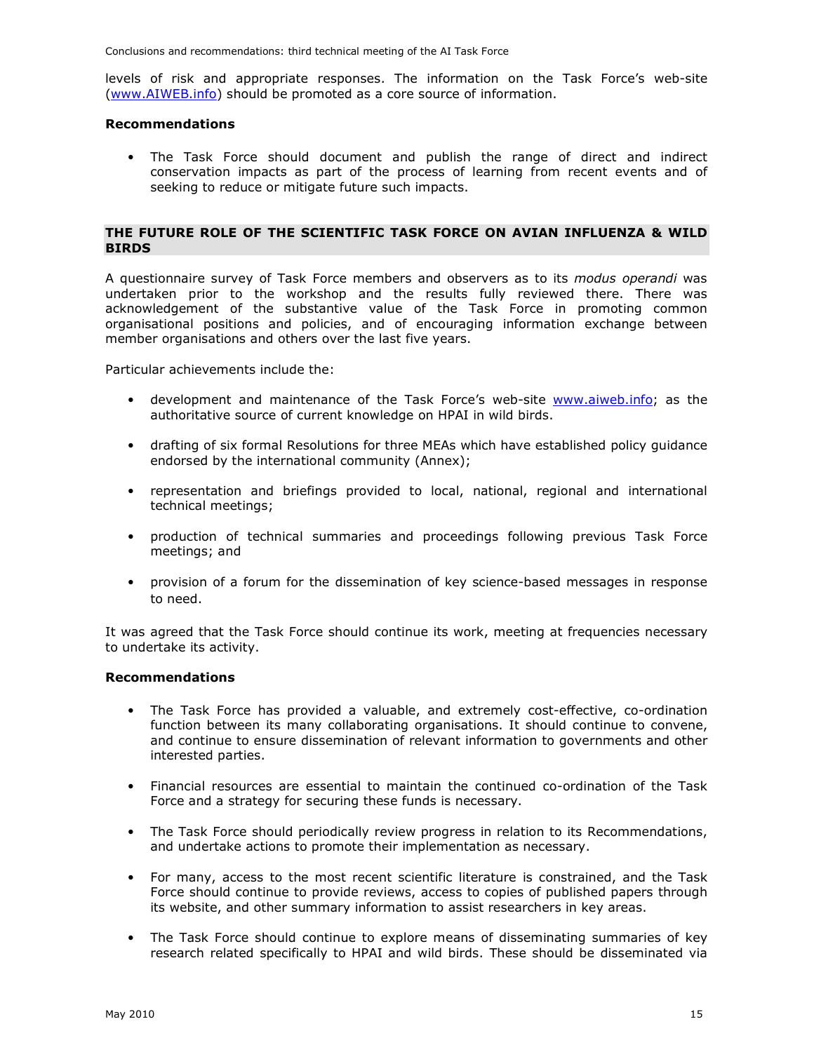levels of risk and appropriate responses. The information on the Task Force's web-site (www.AIWEB.info) should be promoted as a core source of information.

**Recommendations**

- The Task Force should document and publish the range of direct and indirect conservation impacts as part of the process of learning from recent events and of seeking to reduce or mitigate future such impacts.

## THE FUTURE ROLE OF THE SCIENTIFIC TASK FORCE ON AVIAN INFLUENZA & WILD BIRDS

A questionnaire survey of Task Force members and observers as to its *modus operandi* was undertaken prior to the workshop and the results fully reviewed there. There was acknowledgement of the substantive value of the Task Force in promoting common organisational positions and policies, and of encouraging information exchange between member organisations and others over the last five years.

Particular achievements include the:

- development and maintenance of the Task Force's web-site www.aiweb.info; as the authoritative source of current knowledge on HPAI in wild birds.
- drafting of six formal Resolutions for three MEAs which have established policy guidance endorsed by the international community (Annex);
- representation and briefings provided to local, national, regional and international technical meetings;
- production of technical summaries and proceedings following previous Task Force meetings; and
- provision of a forum for the dissemination of key science-based messages in response to need.

It was agreed that the Task Force should continue its work, meeting at frequencies necessary to undertake its activity.

**Recommendations**

- The Task Force has provided a valuable, and extremely cost-effective, co-ordination function between its many collaborating organisations. It should continue to convene, and continue to ensure dissemination of relevant information to governments and other interested parties.
- Financial resources are essential to maintain the continued co-ordination of the Task Force and a strategy for securing these funds is necessary.
- The Task Force should periodically review progress in relation to its Recommendations, and undertake actions to promote their implementation as necessary.
- For many, access to the most recent scientific literature is constrained, and the Task Force should continue to provide reviews, access to copies of published papers through its website, and other summary information to assist researchers in key areas.
- The Task Force should continue to explore means of disseminating summaries of key research related specifically to HPAI and wild birds. These should be disseminated via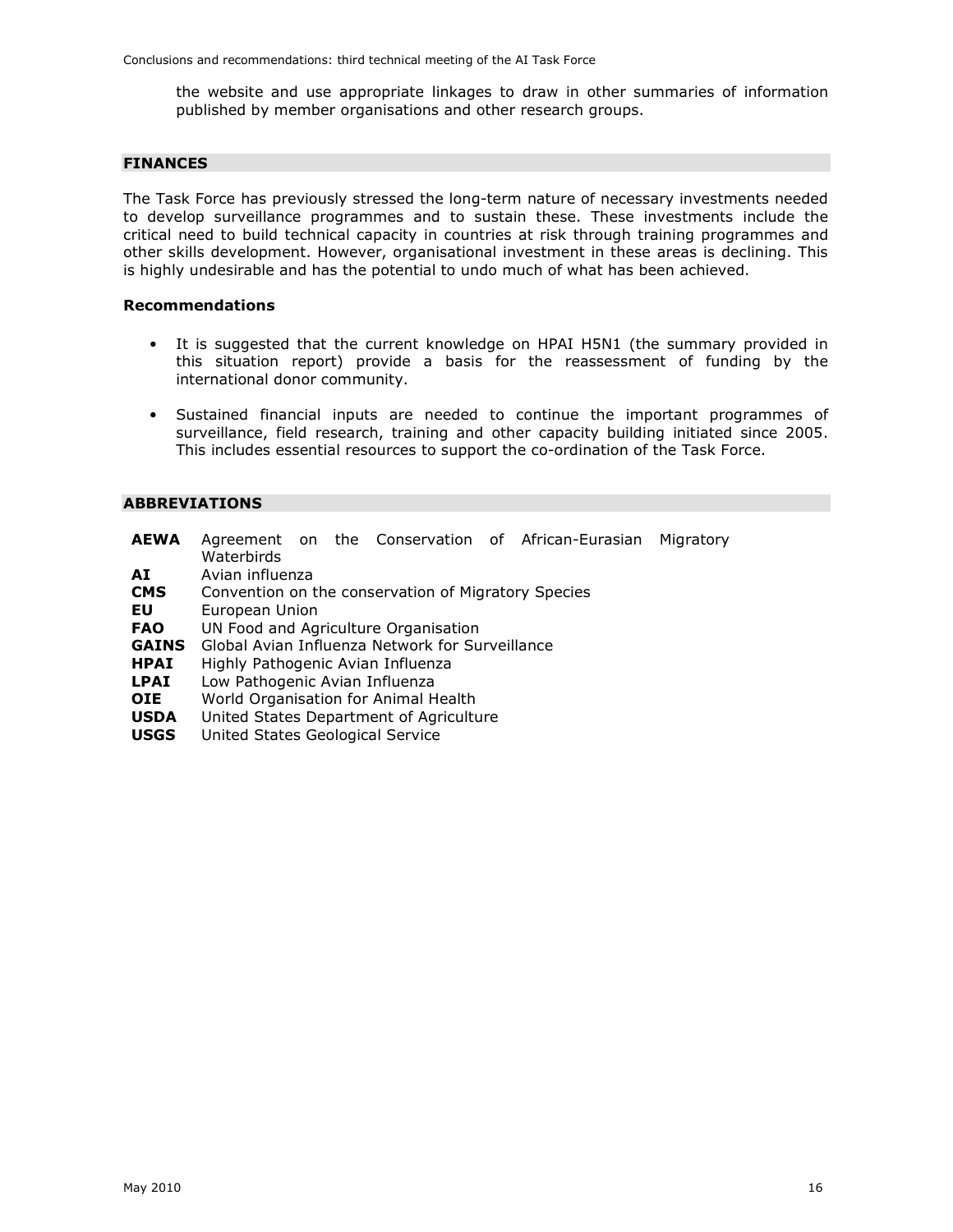the website and use appropriate linkages to draw in other summaries of information published by member organisations and other research groups.

## FINANCES

The Task Force has previously stressed the long-term nature of necessary investments needed to develop surveillance programmes and to sustain these. These investments include the critical need to build technical capacity in countries at risk through training programmes and other skills development. However, organisational investment in these areas is declining. This is highly undesirable and has the potential to undo much of what has been achieved.

### Recommendations

- It is suggested that the current knowledge on HPAI H5N1 (the summary provided in this situation report) provide a basis for the reassessment of funding by the international donor community.
- Sustained financial inputs are needed to continue the important programmes of surveillance, field research, training and other capacity building initiated since 2005. This includes essential resources to support the co-ordination of the Task Force.

## ABBREVIATIONS

| | |
|---|---|
| **AEWA** | Agreement on the Conservation of African-Eurasian Migratory Waterbirds |
| **AI** | Avian influenza |
| **CMS** | Convention on the conservation of Migratory Species |
| **EU** | European Union |
| **FAO** | UN Food and Agriculture Organisation |
| **GAINS** | Global Avian Influenza Network for Surveillance |
| **HPAI** | Highly Pathogenic Avian Influenza |
| **LPAI** | Low Pathogenic Avian Influenza |
| **OIE** | World Organisation for Animal Health |
| **USDA** | United States Department of Agriculture |
| **USGS** | United States Geological Service |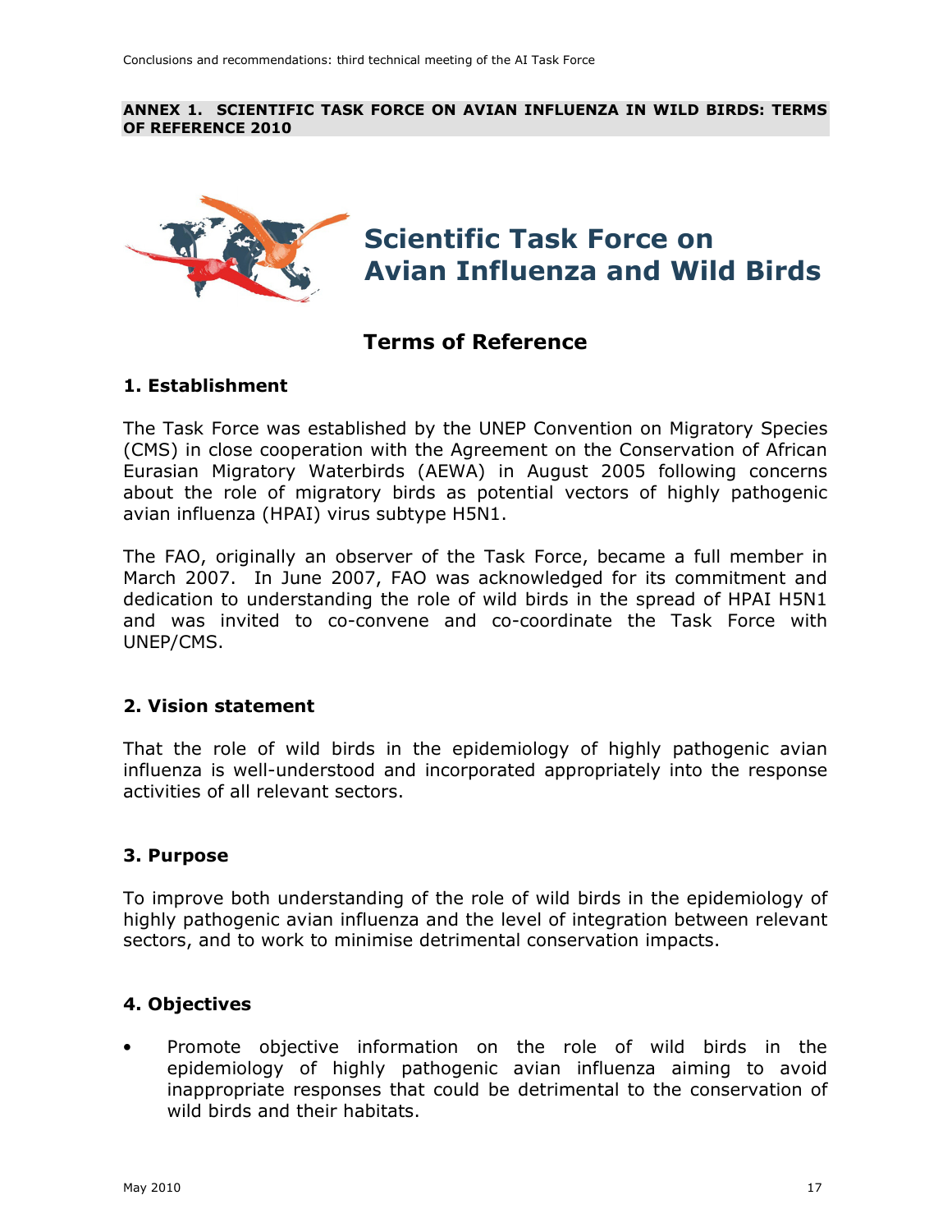**ANNEX 1. SCIENTIFIC TASK FORCE ON AVIAN INFLUENZA IN WILD BIRDS: TERMS OF REFERENCE 2010**

# Scientific Task Force on Avian Influenza and Wild Birds

## Terms of Reference

### 1. Establishment

The Task Force was established by the UNEP Convention on Migratory Species (CMS) in close cooperation with the Agreement on the Conservation of African Eurasian Migratory Waterbirds (AEWA) in August 2005 following concerns about the role of migratory birds as potential vectors of highly pathogenic avian influenza (HPAI) virus subtype H5N1.

The FAO, originally an observer of the Task Force, became a full member in March 2007. In June 2007, FAO was acknowledged for its commitment and dedication to understanding the role of wild birds in the spread of HPAI H5N1 and was invited to co-convene and co-coordinate the Task Force with UNEP/CMS.

### 2. Vision statement

That the role of wild birds in the epidemiology of highly pathogenic avian influenza is well-understood and incorporated appropriately into the response activities of all relevant sectors.

### 3. Purpose

To improve both understanding of the role of wild birds in the epidemiology of highly pathogenic avian influenza and the level of integration between relevant sectors, and to work to minimise detrimental conservation impacts.

### 4. Objectives

- Promote objective information on the role of wild birds in the epidemiology of highly pathogenic avian influenza aiming to avoid inappropriate responses that could be detrimental to the conservation of wild birds and their habitats.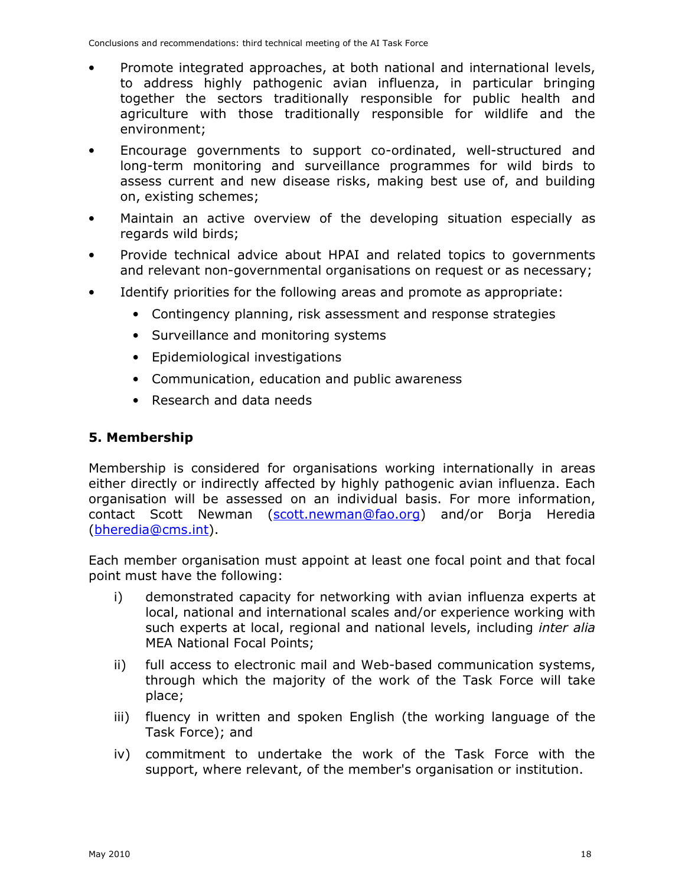- Promote integrated approaches, at both national and international levels, to address highly pathogenic avian influenza, in particular bringing together the sectors traditionally responsible for public health and agriculture with those traditionally responsible for wildlife and the environment;
- Encourage governments to support co-ordinated, well-structured and long-term monitoring and surveillance programmes for wild birds to assess current and new disease risks, making best use of, and building on, existing schemes;
- Maintain an active overview of the developing situation especially as regards wild birds;
- Provide technical advice about HPAI and related topics to governments and relevant non-governmental organisations on request or as necessary;
- Identify priorities for the following areas and promote as appropriate:
  - Contingency planning, risk assessment and response strategies
  - Surveillance and monitoring systems
  - Epidemiological investigations
  - Communication, education and public awareness
  - Research and data needs

## 5. Membership

Membership is considered for organisations working internationally in areas either directly or indirectly affected by highly pathogenic avian influenza. Each organisation will be assessed on an individual basis. For more information, contact Scott Newman (scott.newman@fao.org) and/or Borja Heredia (bheredia@cms.int).

Each member organisation must appoint at least one focal point and that focal point must have the following:

i) demonstrated capacity for networking with avian influenza experts at local, national and international scales and/or experience working with such experts at local, regional and national levels, including *inter alia* MEA National Focal Points;

ii) full access to electronic mail and Web-based communication systems, through which the majority of the work of the Task Force will take place;

iii) fluency in written and spoken English (the working language of the Task Force); and

iv) commitment to undertake the work of the Task Force with the support, where relevant, of the member's organisation or institution.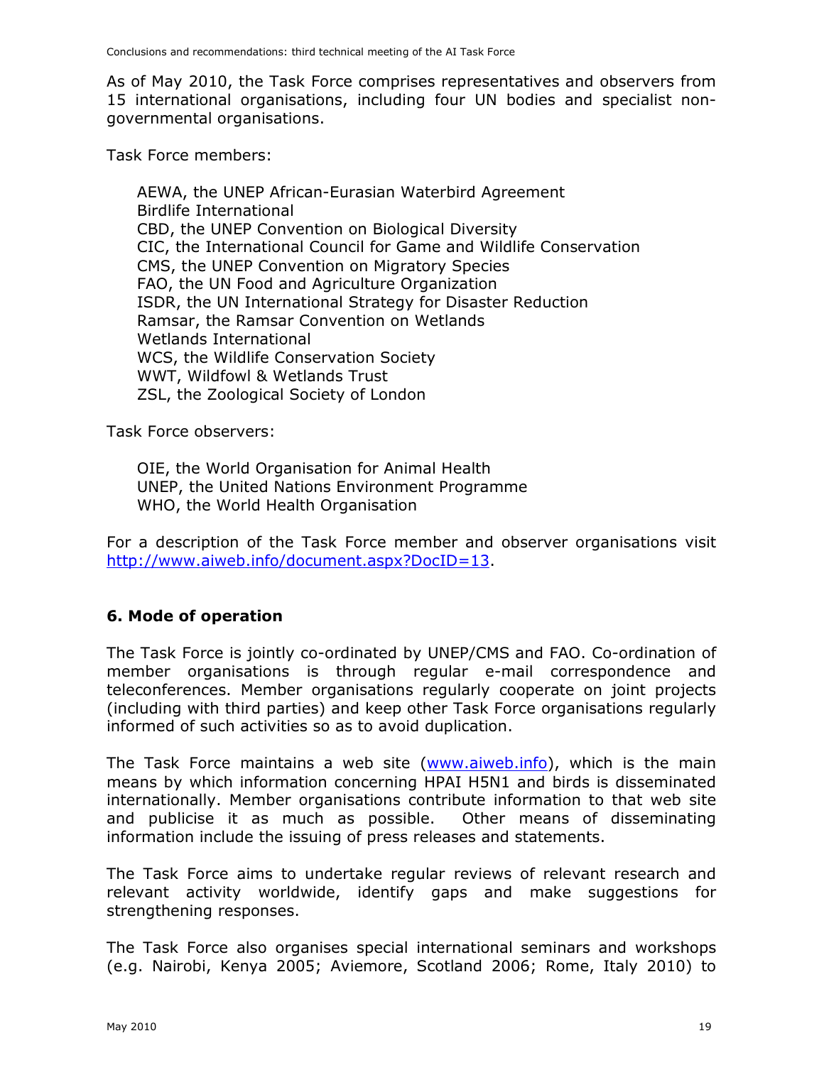As of May 2010, the Task Force comprises representatives and observers from 15 international organisations, including four UN bodies and specialist non-governmental organisations.

Task Force members:

AEWA, the UNEP African-Eurasian Waterbird Agreement
Birdlife International
CBD, the UNEP Convention on Biological Diversity
CIC, the International Council for Game and Wildlife Conservation
CMS, the UNEP Convention on Migratory Species
FAO, the UN Food and Agriculture Organization
ISDR, the UN International Strategy for Disaster Reduction
Ramsar, the Ramsar Convention on Wetlands
Wetlands International
WCS, the Wildlife Conservation Society
WWT, Wildfowl & Wetlands Trust
ZSL, the Zoological Society of London

Task Force observers:

OIE, the World Organisation for Animal Health
UNEP, the United Nations Environment Programme
WHO, the World Health Organisation

For a description of the Task Force member and observer organisations visit http://www.aiweb.info/document.aspx?DocID=13.

## 6. Mode of operation

The Task Force is jointly co-ordinated by UNEP/CMS and FAO. Co-ordination of member organisations is through regular e-mail correspondence and teleconferences. Member organisations regularly cooperate on joint projects (including with third parties) and keep other Task Force organisations regularly informed of such activities so as to avoid duplication.

The Task Force maintains a web site (www.aiweb.info), which is the main means by which information concerning HPAI H5N1 and birds is disseminated internationally. Member organisations contribute information to that web site and publicise it as much as possible. Other means of disseminating information include the issuing of press releases and statements.

The Task Force aims to undertake regular reviews of relevant research and relevant activity worldwide, identify gaps and make suggestions for strengthening responses.

The Task Force also organises special international seminars and workshops (e.g. Nairobi, Kenya 2005; Aviemore, Scotland 2006; Rome, Italy 2010) to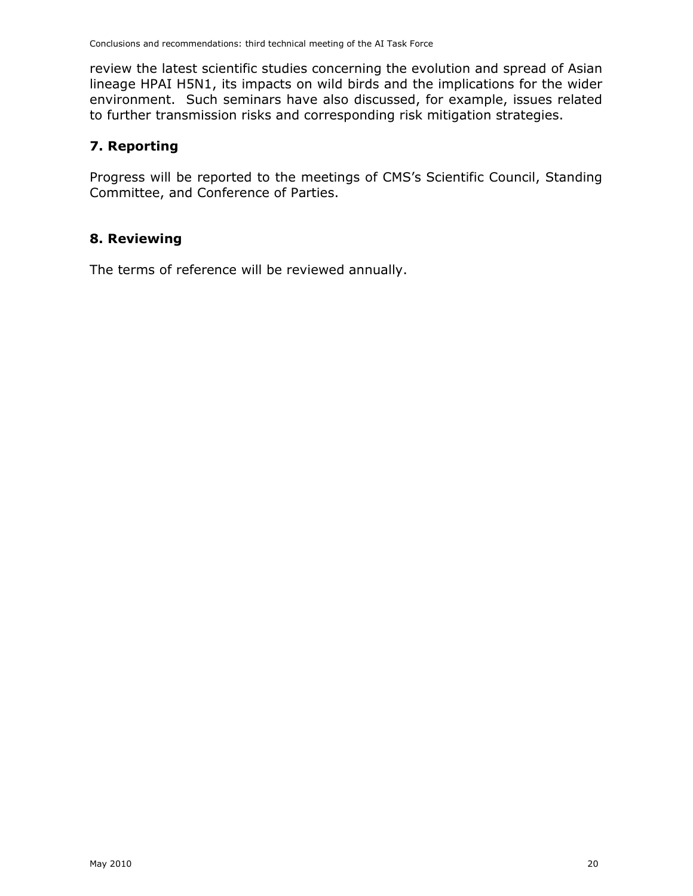review the latest scientific studies concerning the evolution and spread of Asian lineage HPAI H5N1, its impacts on wild birds and the implications for the wider environment. Such seminars have also discussed, for example, issues related to further transmission risks and corresponding risk mitigation strategies.

## 7. Reporting

Progress will be reported to the meetings of CMS's Scientific Council, Standing Committee, and Conference of Parties.

## 8. Reviewing

The terms of reference will be reviewed annually.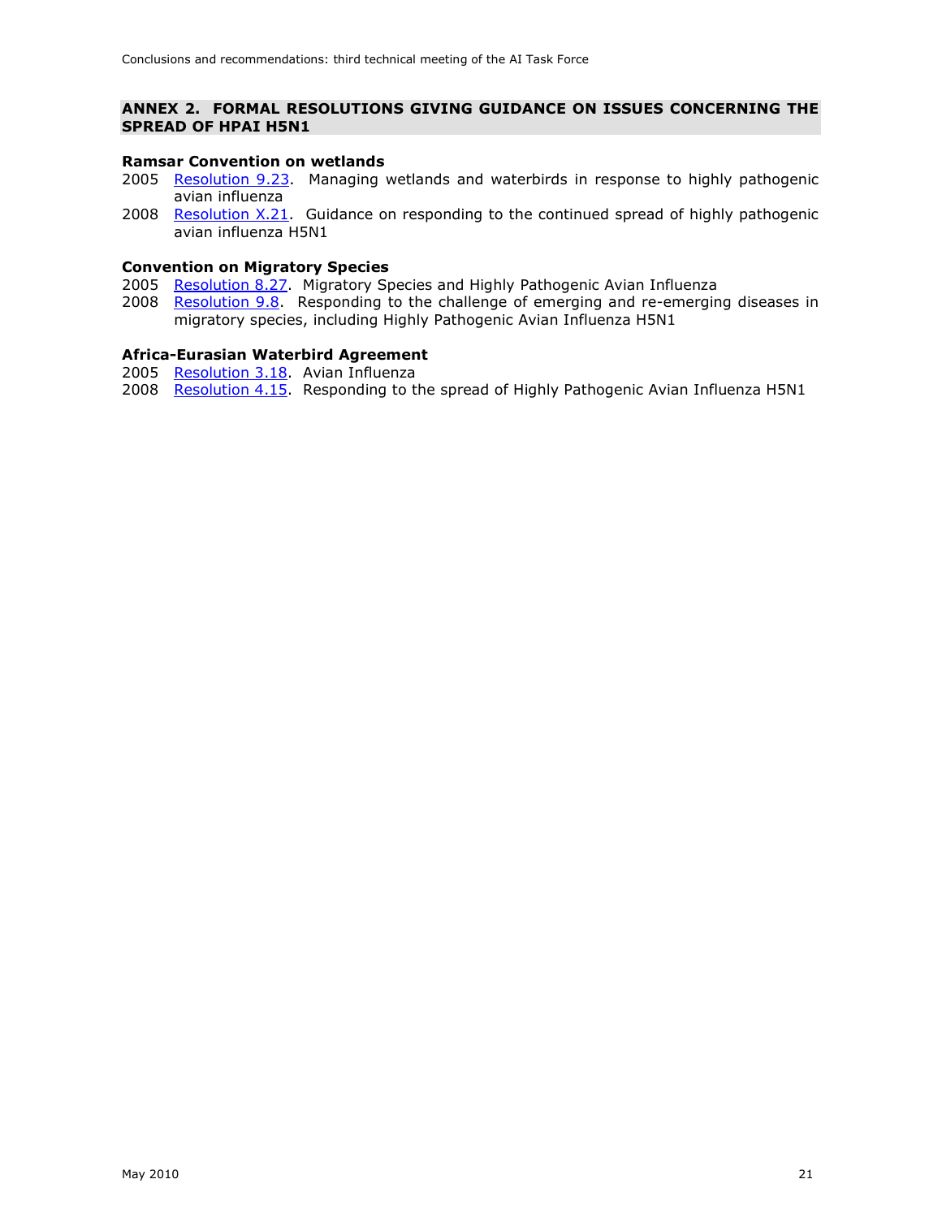## ANNEX 2. FORMAL RESOLUTIONS GIVING GUIDANCE ON ISSUES CONCERNING THE SPREAD OF HPAI H5N1

### Ramsar Convention on wetlands

2005 Resolution 9.23. Managing wetlands and waterbirds in response to highly pathogenic avian influenza

2008 Resolution X.21. Guidance on responding to the continued spread of highly pathogenic avian influenza H5N1

### Convention on Migratory Species

2005 Resolution 8.27. Migratory Species and Highly Pathogenic Avian Influenza

2008 Resolution 9.8. Responding to the challenge of emerging and re-emerging diseases in migratory species, including Highly Pathogenic Avian Influenza H5N1

### Africa-Eurasian Waterbird Agreement

2005 Resolution 3.18. Avian Influenza

2008 Resolution 4.15. Responding to the spread of Highly Pathogenic Avian Influenza H5N1